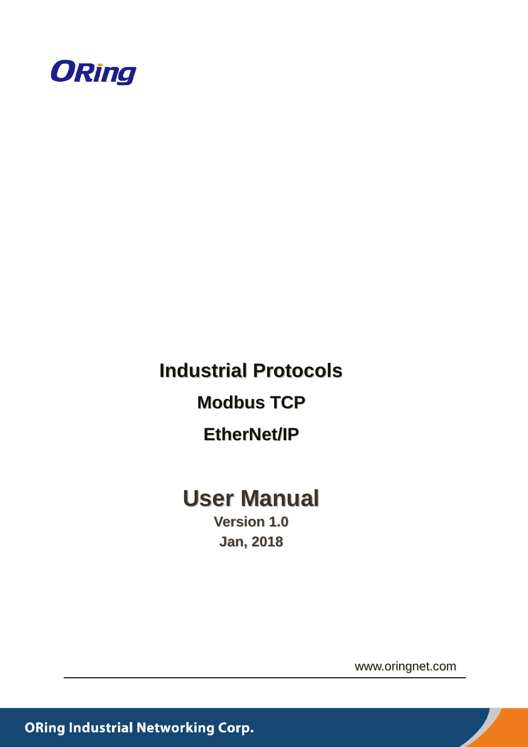ORing

# Industrial Protocols

## Modbus TCP

## EtherNet/IP

# User Manual

**Version 1.0**

**Jan, 2018**

www.oringnet.com

**ORing Industrial Networking Corp.**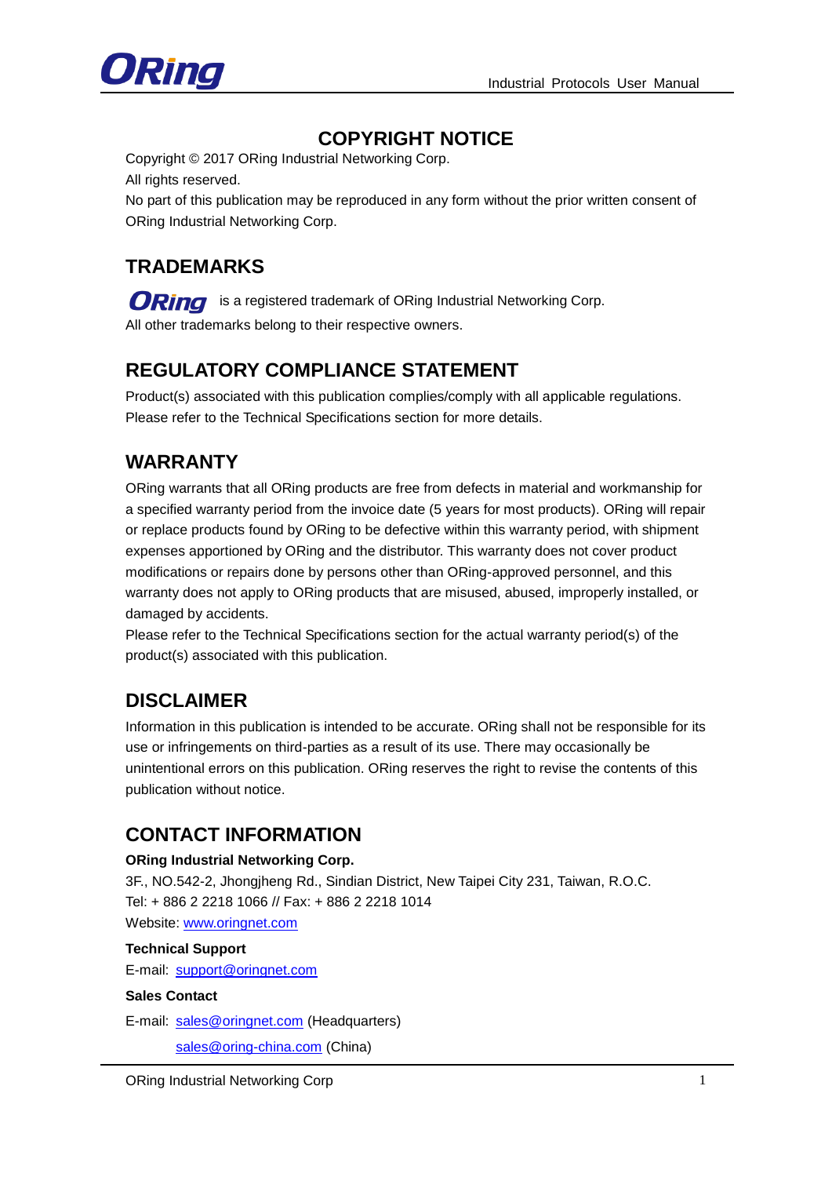# COPYRIGHT NOTICE

Copyright © 2017 ORing Industrial Networking Corp.

All rights reserved.

No part of this publication may be reproduced in any form without the prior written consent of ORing Industrial Networking Corp.

## TRADEMARKS

ORing is a registered trademark of ORing Industrial Networking Corp.

All other trademarks belong to their respective owners.

## REGULATORY COMPLIANCE STATEMENT

Product(s) associated with this publication complies/comply with all applicable regulations. Please refer to the Technical Specifications section for more details.

## WARRANTY

ORing warrants that all ORing products are free from defects in material and workmanship for a specified warranty period from the invoice date (5 years for most products). ORing will repair or replace products found by ORing to be defective within this warranty period, with shipment expenses apportioned by ORing and the distributor. This warranty does not cover product modifications or repairs done by persons other than ORing-approved personnel, and this warranty does not apply to ORing products that are misused, abused, improperly installed, or damaged by accidents.

Please refer to the Technical Specifications section for the actual warranty period(s) of the product(s) associated with this publication.

## DISCLAIMER

Information in this publication is intended to be accurate. ORing shall not be responsible for its use or infringements on third-parties as a result of its use. There may occasionally be unintentional errors on this publication. ORing reserves the right to revise the contents of this publication without notice.

## CONTACT INFORMATION

**ORing Industrial Networking Corp.**

3F., NO.542-2, Jhongjheng Rd., Sindian District, New Taipei City 231, Taiwan, R.O.C.

Tel: + 886 2 2218 1066 // Fax: + 886 2 2218 1014

Website: www.oringnet.com

**Technical Support**

E-mail: support@oringnet.com

**Sales Contact**

E-mail: sales@oringnet.com (Headquarters)

sales@oring-china.com (China)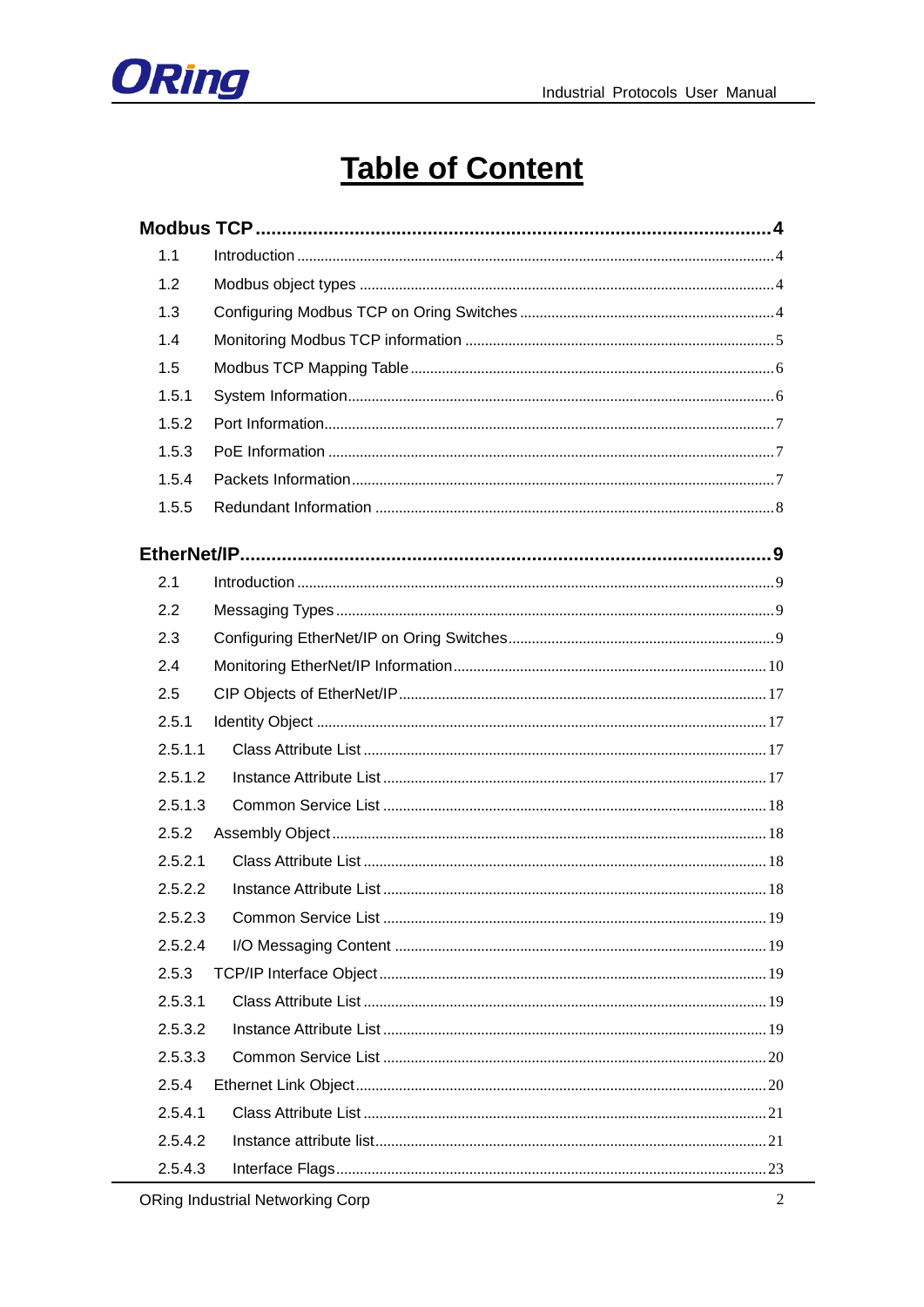# Table of Content

**Modbus TCP ..................................................................................................4**

1.1 Introduction .......................................................................................................4
1.2 Modbus object types .........................................................................................4
1.3 Configuring Modbus TCP on Oring Switches .......................................................4
1.4 Monitoring Modbus TCP information ...................................................................5
1.5 Modbus TCP Mapping Table ..............................................................................6
1.5.1 System Information............................................................................................6
1.5.2 Port Information..................................................................................................7
1.5.3 PoE Information .................................................................................................7
1.5.4 Packets Information............................................................................................7
1.5.5 Redundant Information .......................................................................................8

**EtherNet/IP.....................................................................................................9**

2.1 Introduction .........................................................................................................9
2.2 Messaging Types ................................................................................................9
2.3 Configuring EtherNet/IP on Oring Switches.........................................................9
2.4 Monitoring EtherNet/IP Information...................................................................10
2.5 CIP Objects of EtherNet/IP...............................................................................17
2.5.1 Identity Object ..................................................................................................17
2.5.1.1 Class Attribute List .......................................................................................17
2.5.1.2 Instance Attribute List ...................................................................................17
2.5.1.3 Common Service List ...................................................................................18
2.5.2 Assembly Object...............................................................................................18
2.5.2.1 Class Attribute List .......................................................................................18
2.5.2.2 Instance Attribute List ...................................................................................18
2.5.2.3 Common Service List ...................................................................................19
2.5.2.4 I/O Messaging Content ................................................................................19
2.5.3 TCP/IP Interface Object....................................................................................19
2.5.3.1 Class Attribute List .......................................................................................19
2.5.3.2 Instance Attribute List ...................................................................................19
2.5.3.3 Common Service List ...................................................................................20
2.5.4 Ethernet Link Object.........................................................................................20
2.5.4.1 Class Attribute List .......................................................................................21
2.5.4.2 Instance attribute list.....................................................................................21
2.5.4.3 Interface Flags..............................................................................................23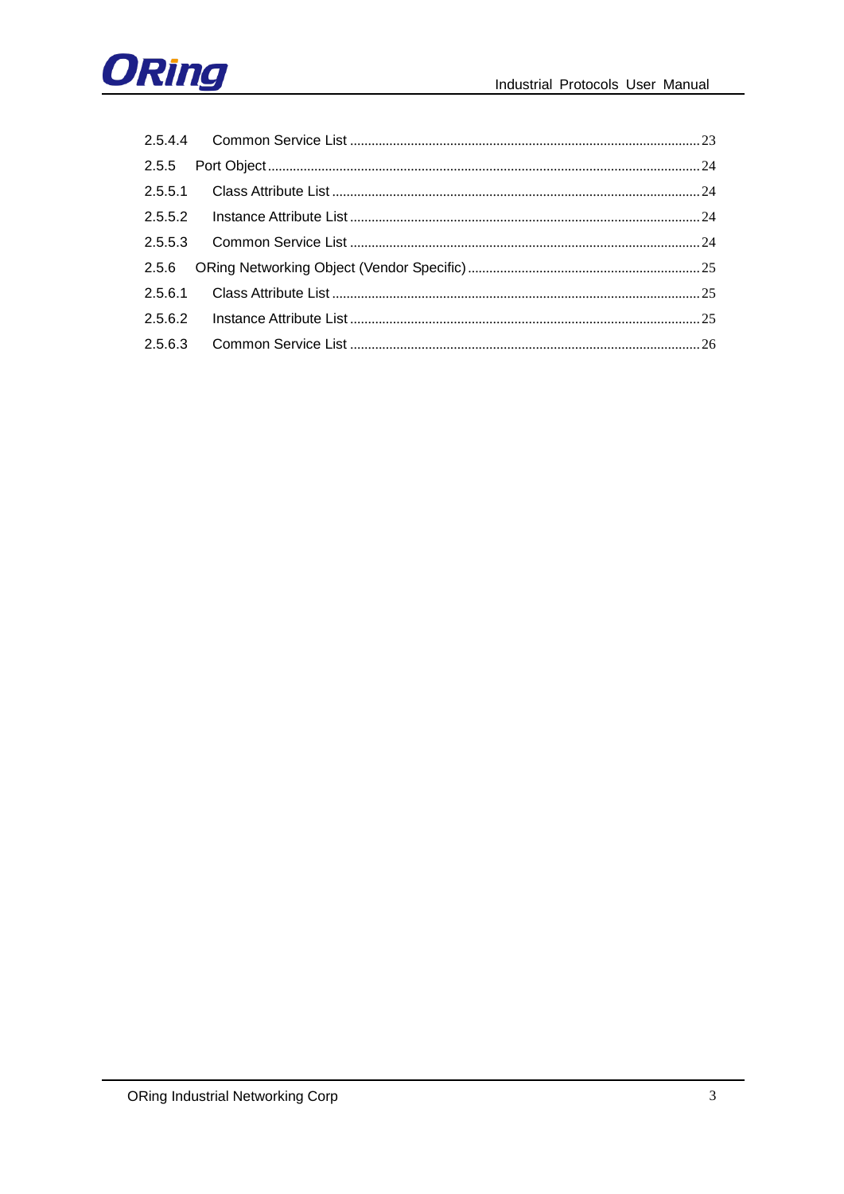2.5.4.4 Common Service List ........................................................................................ 23

2.5.5 Port Object ............................................................................................................... 24

2.5.5.1 Class Attribute List ........................................................................................... 24

2.5.5.2 Instance Attribute List ...................................................................................... 24

2.5.5.3 Common Service List ........................................................................................ 24

2.5.6 ORing Networking Object (Vendor Specific) ................................................................ 25

2.5.6.1 Class Attribute List ........................................................................................... 25

2.5.6.2 Instance Attribute List ...................................................................................... 25

2.5.6.3 Common Service List ........................................................................................ 26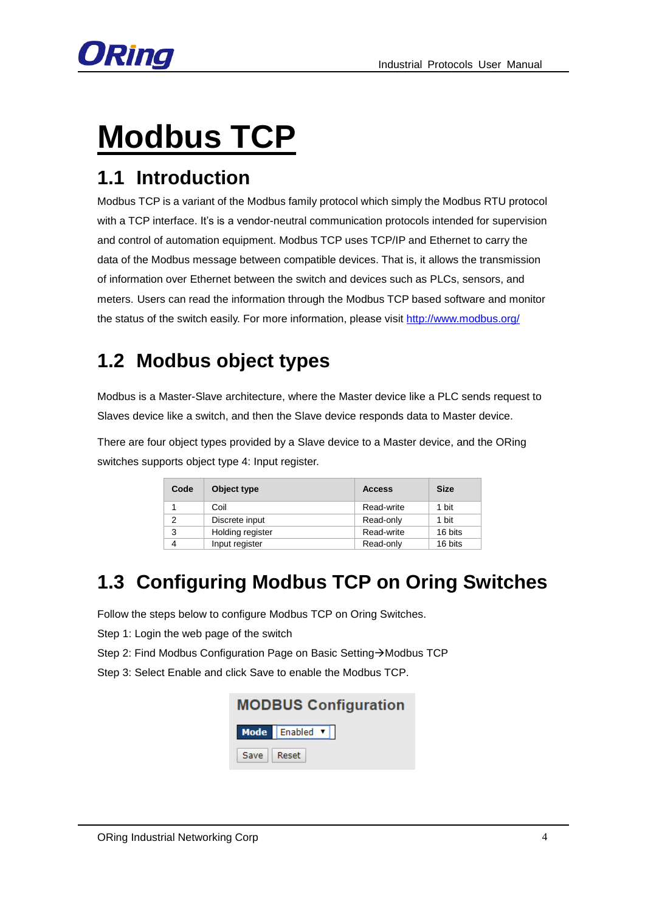# Modbus TCP

## 1.1 Introduction

Modbus TCP is a variant of the Modbus family protocol which simply the Modbus RTU protocol with a TCP interface. It's is a vendor-neutral communication protocols intended for supervision and control of automation equipment. Modbus TCP uses TCP/IP and Ethernet to carry the data of the Modbus message between compatible devices. That is, it allows the transmission of information over Ethernet between the switch and devices such as PLCs, sensors, and meters. Users can read the information through the Modbus TCP based software and monitor the status of the switch easily. For more information, please visit http://www.modbus.org/

## 1.2 Modbus object types

Modbus is a Master-Slave architecture, where the Master device like a PLC sends request to Slaves device like a switch, and then the Slave device responds data to Master device.

There are four object types provided by a Slave device to a Master device, and the ORing switches supports object type 4: Input register.

| Code | Object type | Access | Size |
|---|---|---|---|
| 1 | Coil | Read-write | 1 bit |
| 2 | Discrete input | Read-only | 1 bit |
| 3 | Holding register | Read-write | 16 bits |
| 4 | Input register | Read-only | 16 bits |

## 1.3 Configuring Modbus TCP on Oring Switches

Follow the steps below to configure Modbus TCP on Oring Switches.

Step 1: Login the web page of the switch

Step 2: Find Modbus Configuration Page on Basic Setting→Modbus TCP

Step 3: Select Enable and click Save to enable the Modbus TCP.

**MODBUS Configuration**

| Mode | Enabled |
|---|---|

Save Reset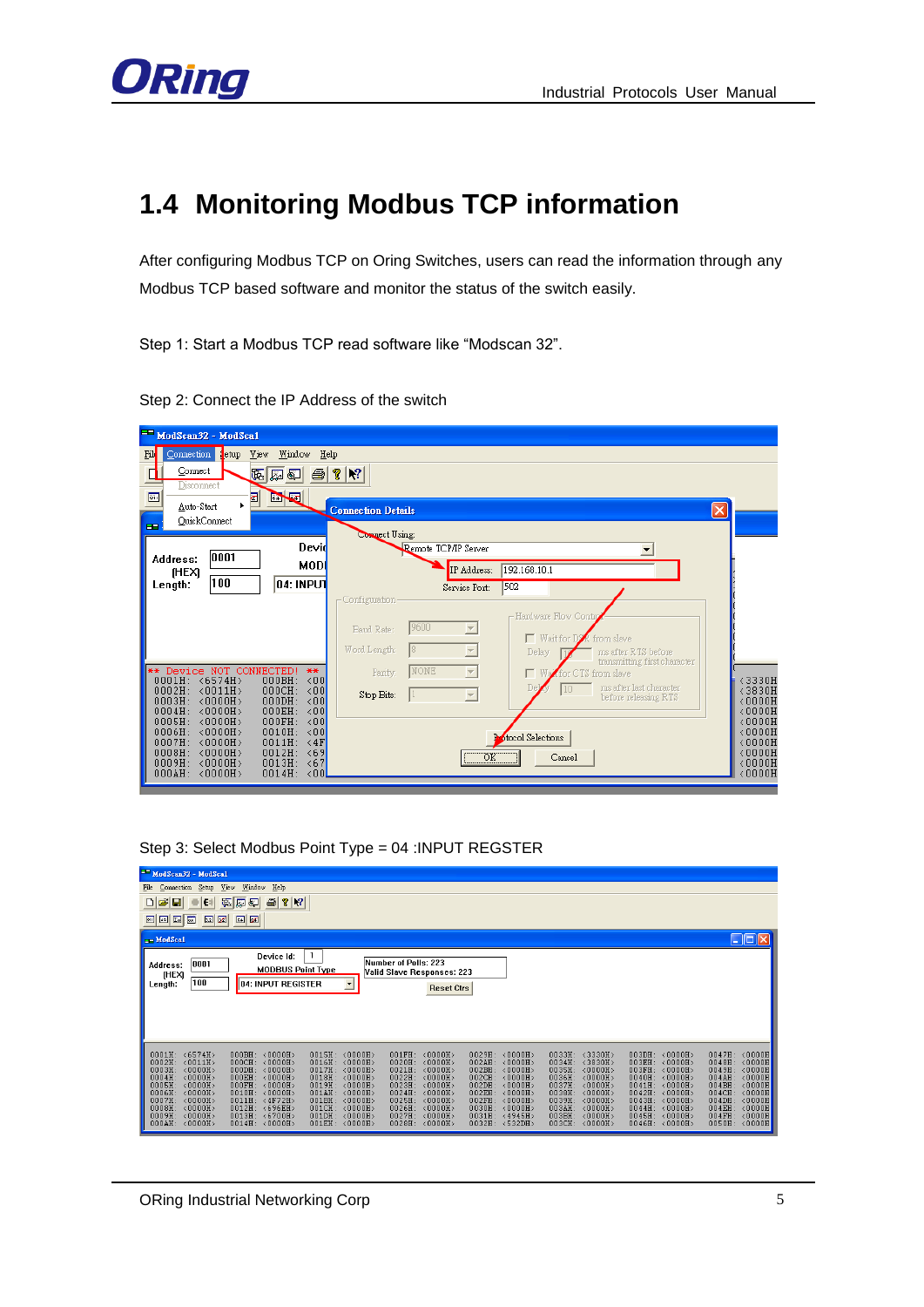# 1.4 Monitoring Modbus TCP information

After configuring Modbus TCP on Oring Switches, users can read the information through any Modbus TCP based software and monitor the status of the switch easily.

Step 1: Start a Modbus TCP read software like "Modscan 32".

Step 2: Connect the IP Address of the switch

Step 3: Select Modbus Point Type = 04 :INPUT REGSTER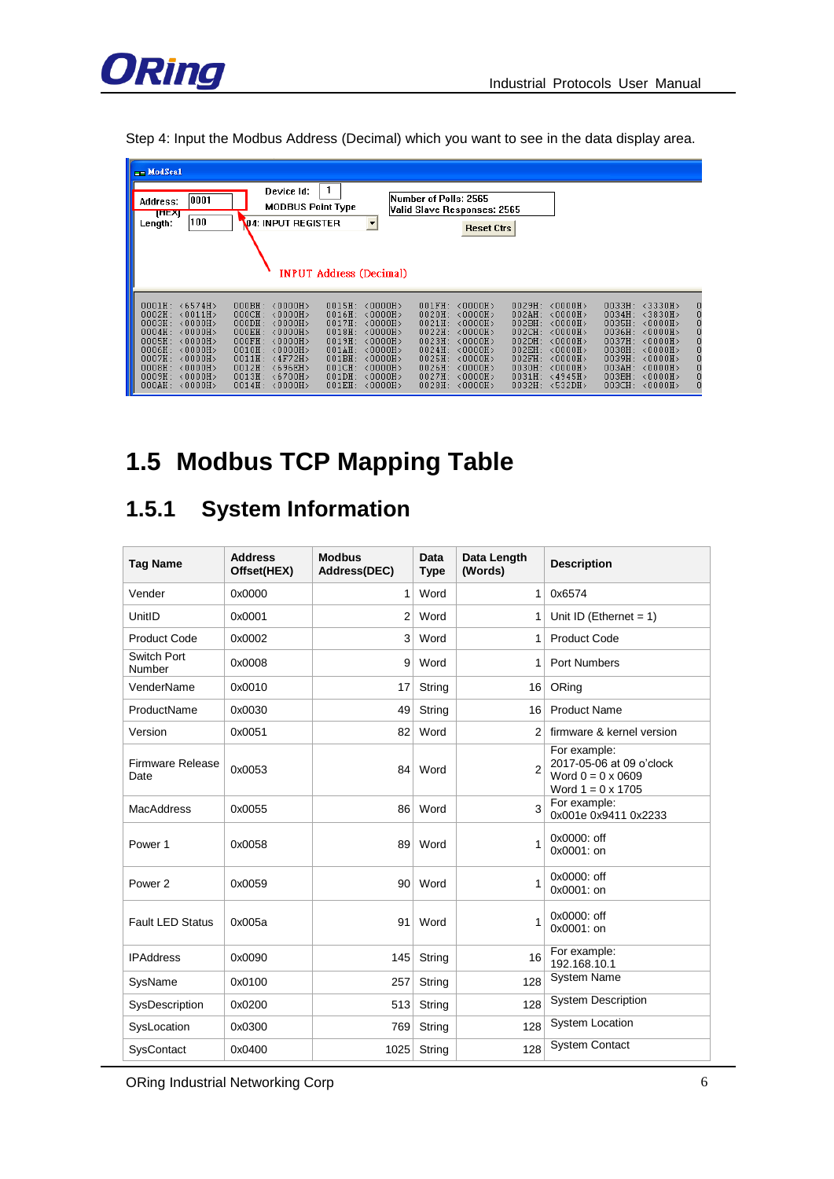Step 4: Input the Modbus Address (Decimal) which you want to see in the data display area.

# 1.5 Modbus TCP Mapping Table

## 1.5.1 System Information

| Tag Name | Address Offset(HEX) | Modbus Address(DEC) | Data Type | Data Length (Words) | Description |
|---|---|---|---|---|---|
| Vender | 0x0000 | 1 | Word | 1 | 0x6574 |
| UnitID | 0x0001 | 2 | Word | 1 | Unit ID (Ethernet = 1) |
| Product Code | 0x0002 | 3 | Word | 1 | Product Code |
| Switch Port Number | 0x0008 | 9 | Word | 1 | Port Numbers |
| VenderName | 0x0010 | 17 | String | 16 | ORing |
| ProductName | 0x0030 | 49 | String | 16 | Product Name |
| Version | 0x0051 | 82 | Word | 2 | firmware & kernel version |
| Firmware Release Date | 0x0053 | 84 | Word | 2 | For example: 2017-05-06 at 09 o'clock Word 0 = 0 x 0609 Word 1 = 0 x 1705 |
| MacAddress | 0x0055 | 86 | Word | 3 | For example: 0x001e 0x9411 0x2233 |
| Power 1 | 0x0058 | 89 | Word | 1 | 0x0000: off 0x0001: on |
| Power 2 | 0x0059 | 90 | Word | 1 | 0x0000: off 0x0001: on |
| Fault LED Status | 0x005a | 91 | Word | 1 | 0x0000: off 0x0001: on |
| IPAddress | 0x0090 | 145 | String | 16 | For example: 192.168.10.1 |
| SysName | 0x0100 | 257 | String | 128 | System Name |
| SysDescription | 0x0200 | 513 | String | 128 | System Description |
| SysLocation | 0x0300 | 769 | String | 128 | System Location |
| SysContact | 0x0400 | 1025 | String | 128 | System Contact |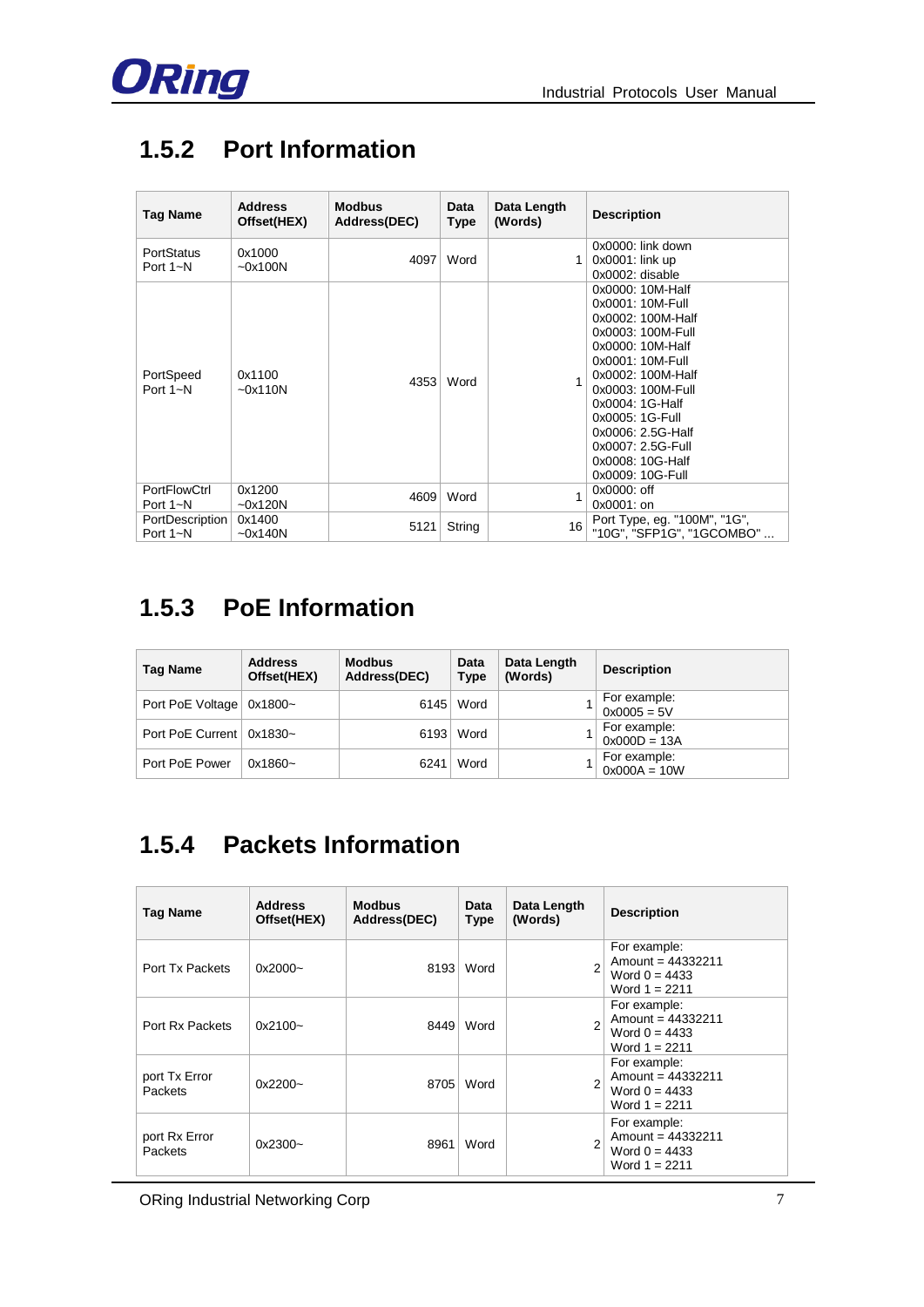## 1.5.2 Port Information

| Tag Name | Address Offset(HEX) | Modbus Address(DEC) | Data Type | Data Length (Words) | Description |
|---|---|---|---|---|---|
| PortStatus Port 1~N | 0x1000 ~0x100N | 4097 | Word | 1 | 0x0000: link down<br>0x0001: link up<br>0x0002: disable |
| PortSpeed Port 1~N | 0x1100 ~0x110N | 4353 | Word | 1 | 0x0000: 10M-Half<br>0x0001: 10M-Full<br>0x0002: 100M-Half<br>0x0003: 100M-Full<br>0x0000: 10M-Half<br>0x0001: 10M-Full<br>0x0002: 100M-Half<br>0x0003: 100M-Full<br>0x0004: 1G-Half<br>0x0005: 1G-Full<br>0x0006: 2.5G-Half<br>0x0007: 2.5G-Full<br>0x0008: 10G-Half<br>0x0009: 10G-Full |
| PortFlowCtrl Port 1~N | 0x1200 ~0x120N | 4609 | Word | 1 | 0x0000: off<br>0x0001: on |
| PortDescription Port 1~N | 0x1400 ~0x140N | 5121 | String | 16 | Port Type, eg. "100M", "1G", "10G", "SFP1G", "1GCOMBO" ... |

## 1.5.3 PoE Information

| Tag Name | Address Offset(HEX) | Modbus Address(DEC) | Data Type | Data Length (Words) | Description |
|---|---|---|---|---|---|
| Port PoE Voltage | 0x1800~ | 6145 | Word | 1 | For example:<br>0x0005 = 5V |
| Port PoE Current | 0x1830~ | 6193 | Word | 1 | For example:<br>0x000D = 13A |
| Port PoE Power | 0x1860~ | 6241 | Word | 1 | For example:<br>0x000A = 10W |

## 1.5.4 Packets Information

| Tag Name | Address Offset(HEX) | Modbus Address(DEC) | Data Type | Data Length (Words) | Description |
|---|---|---|---|---|---|
| Port Tx Packets | 0x2000~ | 8193 | Word | 2 | For example:<br>Amount = 44332211<br>Word 0 = 4433<br>Word 1 = 2211 |
| Port Rx Packets | 0x2100~ | 8449 | Word | 2 | For example:<br>Amount = 44332211<br>Word 0 = 4433<br>Word 1 = 2211 |
| port Tx Error Packets | 0x2200~ | 8705 | Word | 2 | For example:<br>Amount = 44332211<br>Word 0 = 4433<br>Word 1 = 2211 |
| port Rx Error Packets | 0x2300~ | 8961 | Word | 2 | For example:<br>Amount = 44332211<br>Word 0 = 4433<br>Word 1 = 2211 |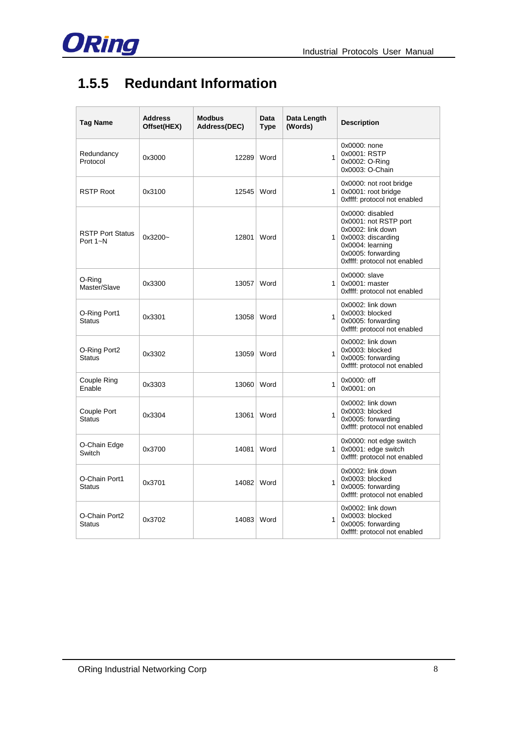## 1.5.5 Redundant Information

| Tag Name | Address Offset(HEX) | Modbus Address(DEC) | Data Type | Data Length (Words) | Description |
|---|---|---|---|---|---|
| Redundancy Protocol | 0x3000 | 12289 | Word | 1 | 0x0000: none<br>0x0001: RSTP<br>0x0002: O-Ring<br>0x0003: O-Chain |
| RSTP Root | 0x3100 | 12545 | Word | 1 | 0x0000: not root bridge<br>0x0001: root bridge<br>0xffff: protocol not enabled |
| RSTP Port Status Port 1~N | 0x3200~ | 12801 | Word | 1 | 0x0000: disabled<br>0x0001: not RSTP port<br>0x0002: link down<br>0x0003: discarding<br>0x0004: learning<br>0x0005: forwarding<br>0xffff: protocol not enabled |
| O-Ring Master/Slave | 0x3300 | 13057 | Word | 1 | 0x0000: slave<br>0x0001: master<br>0xffff: protocol not enabled |
| O-Ring Port1 Status | 0x3301 | 13058 | Word | 1 | 0x0002: link down<br>0x0003: blocked<br>0x0005: forwarding<br>0xffff: protocol not enabled |
| O-Ring Port2 Status | 0x3302 | 13059 | Word | 1 | 0x0002: link down<br>0x0003: blocked<br>0x0005: forwarding<br>0xffff: protocol not enabled |
| Couple Ring Enable | 0x3303 | 13060 | Word | 1 | 0x0000: off<br>0x0001: on |
| Couple Port Status | 0x3304 | 13061 | Word | 1 | 0x0002: link down<br>0x0003: blocked<br>0x0005: forwarding<br>0xffff: protocol not enabled |
| O-Chain Edge Switch | 0x3700 | 14081 | Word | 1 | 0x0000: not edge switch<br>0x0001: edge switch<br>0xffff: protocol not enabled |
| O-Chain Port1 Status | 0x3701 | 14082 | Word | 1 | 0x0002: link down<br>0x0003: blocked<br>0x0005: forwarding<br>0xffff: protocol not enabled |
| O-Chain Port2 Status | 0x3702 | 14083 | Word | 1 | 0x0002: link down<br>0x0003: blocked<br>0x0005: forwarding<br>0xffff: protocol not enabled |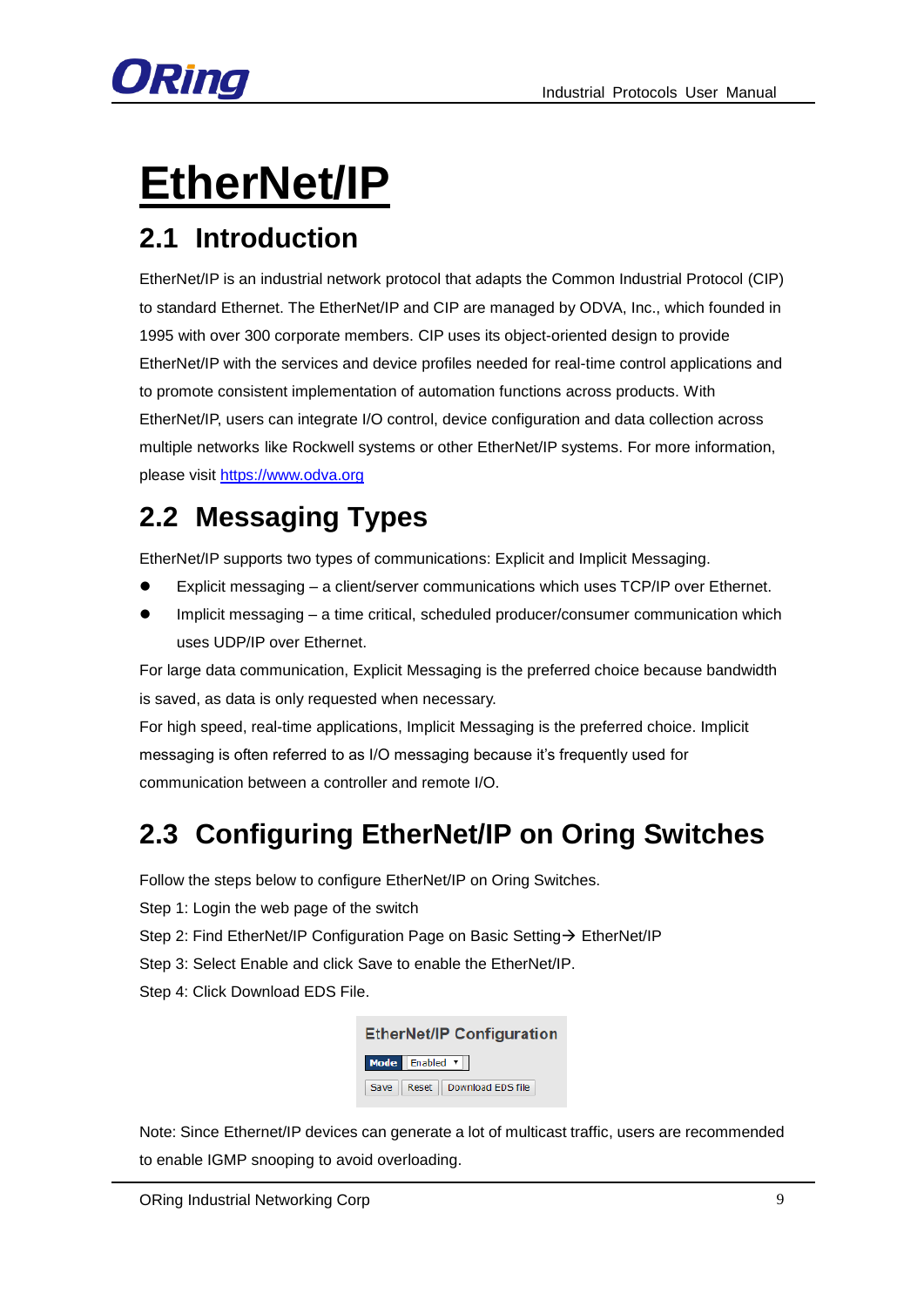# EtherNet/IP

## 2.1 Introduction

EtherNet/IP is an industrial network protocol that adapts the Common Industrial Protocol (CIP) to standard Ethernet. The EtherNet/IP and CIP are managed by ODVA, Inc., which founded in 1995 with over 300 corporate members. CIP uses its object-oriented design to provide EtherNet/IP with the services and device profiles needed for real-time control applications and to promote consistent implementation of automation functions across products. With EtherNet/IP, users can integrate I/O control, device configuration and data collection across multiple networks like Rockwell systems or other EtherNet/IP systems. For more information, please visit [https://www.odva.org](https://www.odva.org)

## 2.2 Messaging Types

EtherNet/IP supports two types of communications: Explicit and Implicit Messaging.

- Explicit messaging – a client/server communications which uses TCP/IP over Ethernet.
- Implicit messaging – a time critical, scheduled producer/consumer communication which uses UDP/IP over Ethernet.

For large data communication, Explicit Messaging is the preferred choice because bandwidth is saved, as data is only requested when necessary.

For high speed, real-time applications, Implicit Messaging is the preferred choice. Implicit messaging is often referred to as I/O messaging because it's frequently used for communication between a controller and remote I/O.

## 2.3 Configuring EtherNet/IP on Oring Switches

Follow the steps below to configure EtherNet/IP on Oring Switches.

Step 1: Login the web page of the switch

Step 2: Find EtherNet/IP Configuration Page on Basic Setting→ EtherNet/IP

Step 3: Select Enable and click Save to enable the EtherNet/IP.

Step 4: Click Download EDS File.

**EtherNet/IP Configuration**

| Mode | Enabled |
|---|---|

Save | Reset | Download EDS file

Note: Since Ethernet/IP devices can generate a lot of multicast traffic, users are recommended to enable IGMP snooping to avoid overloading.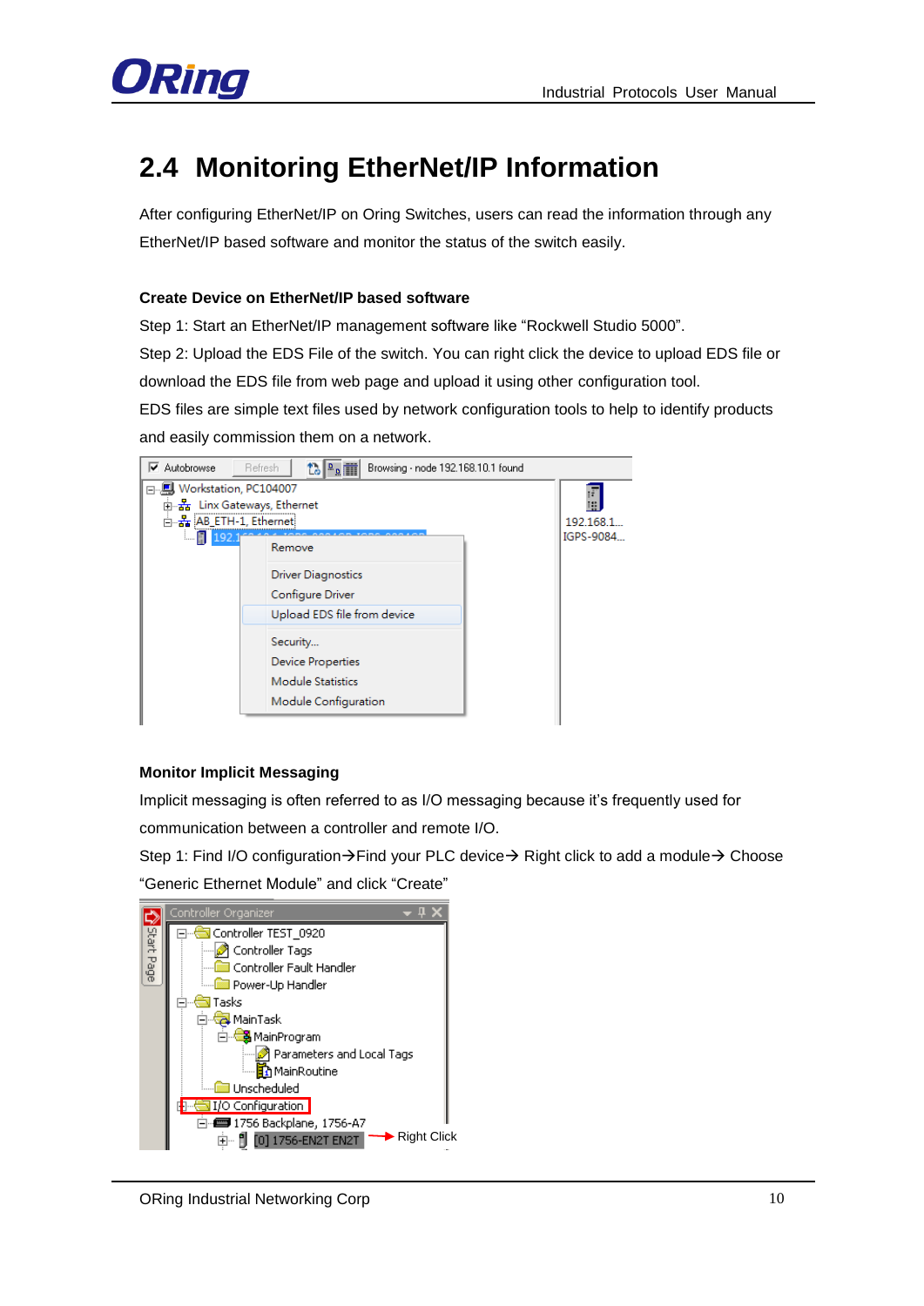## 2.4 Monitoring EtherNet/IP Information

After configuring EtherNet/IP on Oring Switches, users can read the information through any EtherNet/IP based software and monitor the status of the switch easily.

**Create Device on EtherNet/IP based software**

Step 1: Start an EtherNet/IP management software like “Rockwell Studio 5000”.

Step 2: Upload the EDS File of the switch. You can right click the device to upload EDS file or download the EDS file from web page and upload it using other configuration tool.

EDS files are simple text files used by network configuration tools to help to identify products and easily commission them on a network.

**Monitor Implicit Messaging**

Implicit messaging is often referred to as I/O messaging because it’s frequently used for communication between a controller and remote I/O.

Step 1: Find I/O configuration→Find your PLC device→ Right click to add a module→ Choose “Generic Ethernet Module” and click “Create”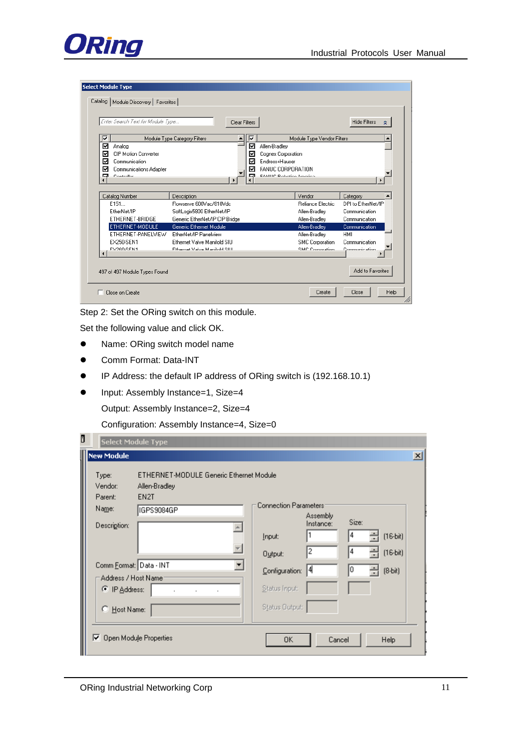Step 2: Set the ORing switch on this module.

Set the following value and click OK.

- Name: ORing switch model name
- Comm Format: Data-INT
- IP Address: the default IP address of ORing switch is (192.168.10.1)
- Input: Assembly Instance=1, Size=4

  Output: Assembly Instance=2, Size=4

  Configuration: Assembly Instance=4, Size=0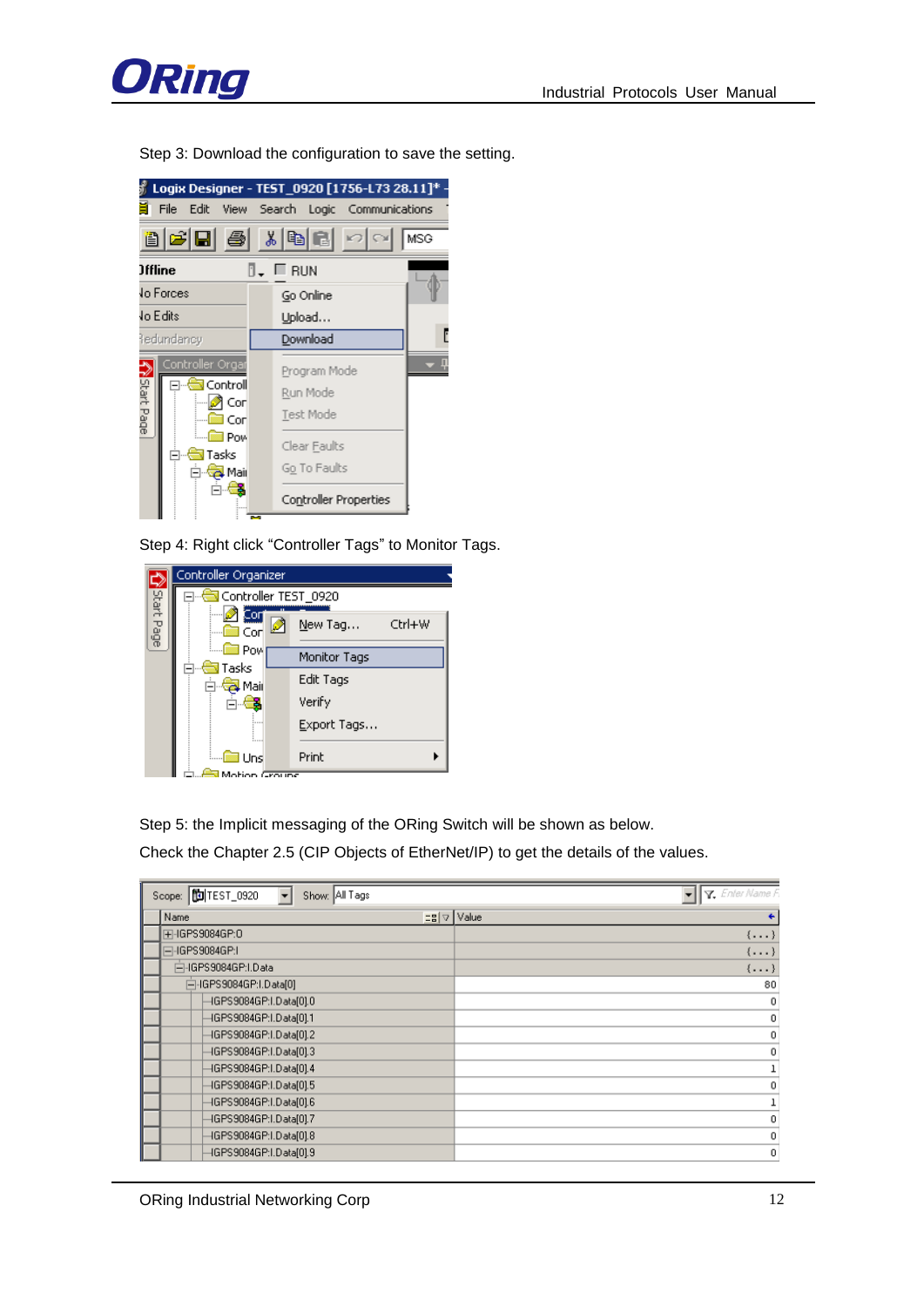Step 3: Download the configuration to save the setting.

Step 4: Right click “Controller Tags” to Monitor Tags.

Step 5: the Implicit messaging of the ORing Switch will be shown as below.

Check the Chapter 2.5 (CIP Objects of EtherNet/IP) to get the details of the values.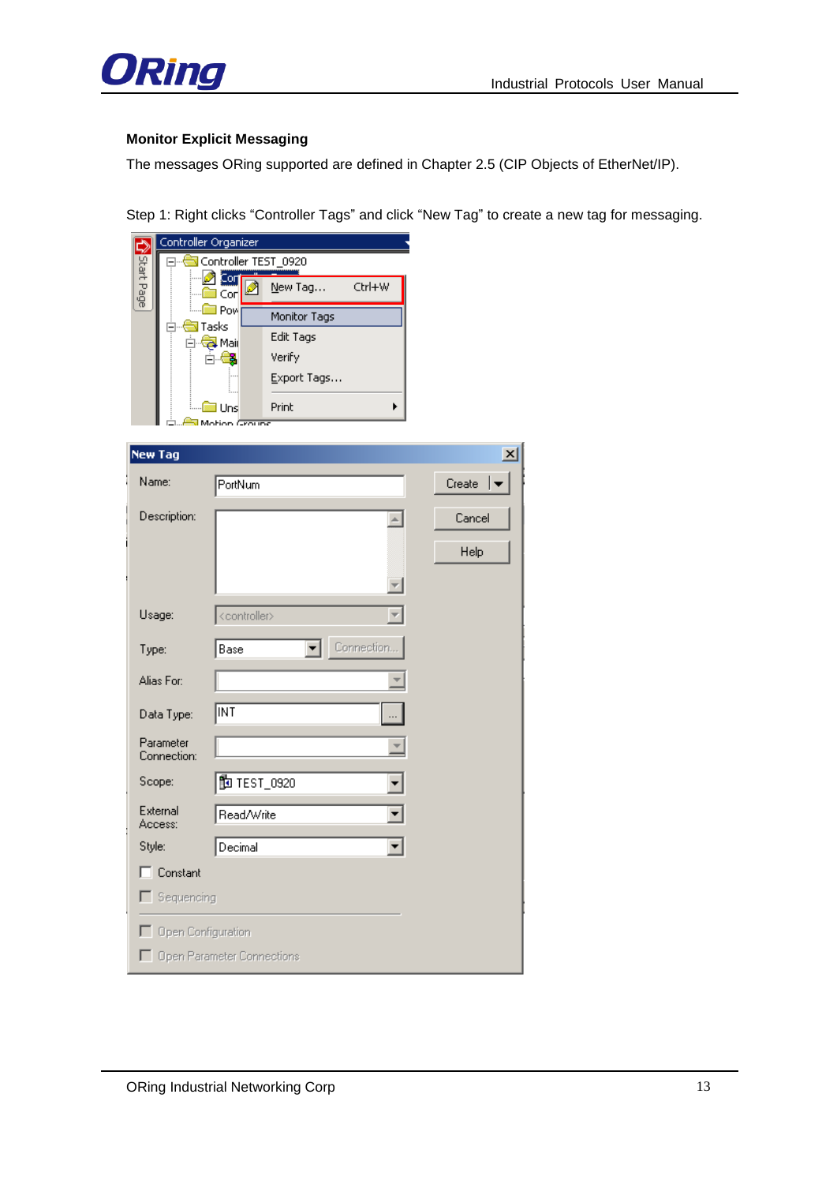### Monitor Explicit Messaging

The messages ORing supported are defined in Chapter 2.5 (CIP Objects of EtherNet/IP).

Step 1: Right clicks "Controller Tags" and click "New Tag" to create a new tag for messaging.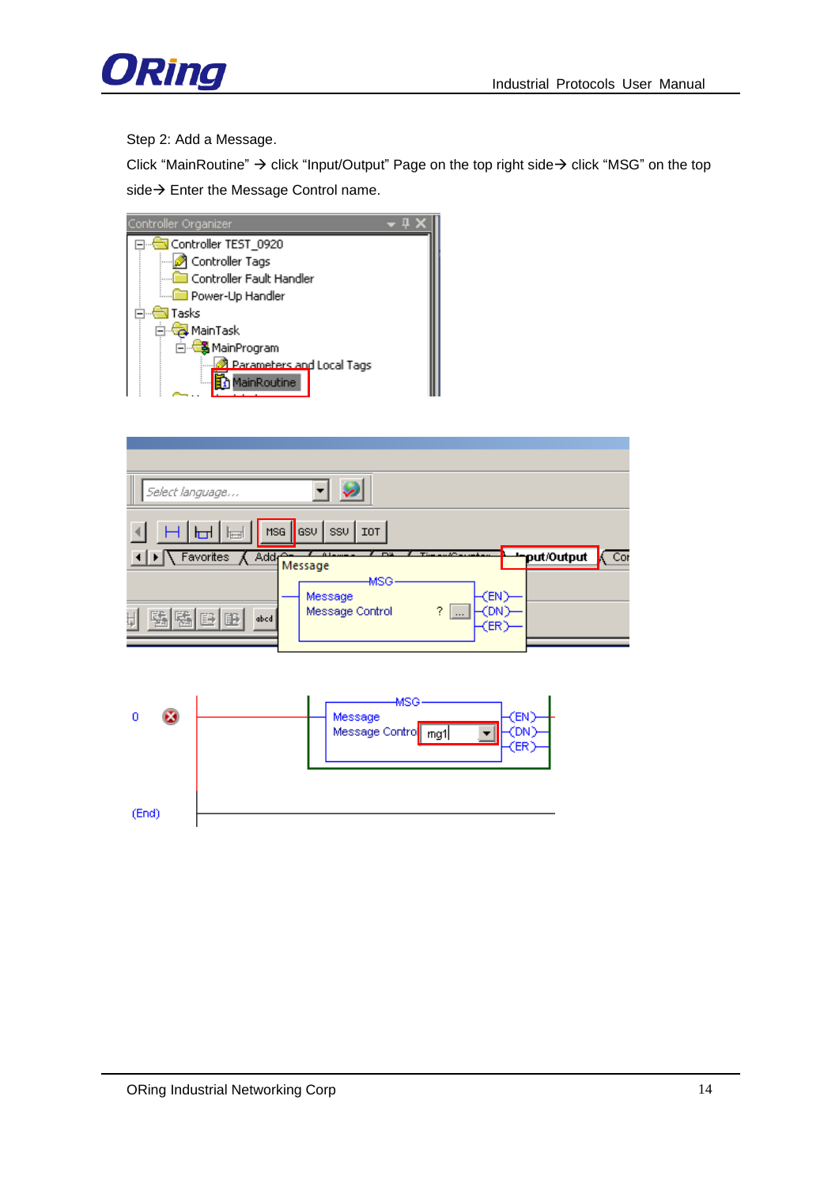Step 2: Add a Message.

Click “MainRoutine” → click “Input/Output” Page on the top right side→ click “MSG” on the top side→ Enter the Message Control name.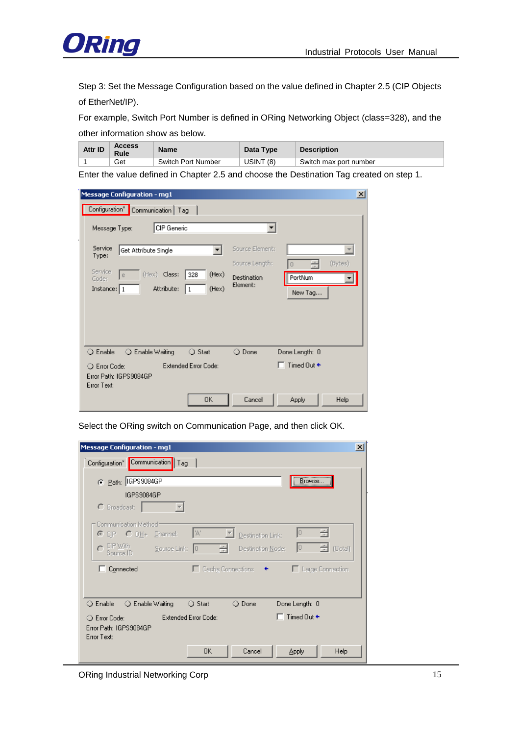Step 3: Set the Message Configuration based on the value defined in Chapter 2.5 (CIP Objects of EtherNet/IP).

For example, Switch Port Number is defined in ORing Networking Object (class=328), and the other information show as below.

| Attr ID | Access Rule | Name | Data Type | Description |
|---|---|---|---|---|
| 1 | Get | Switch Port Number | USINT (8) | Switch max port number |

Enter the value defined in Chapter 2.5 and choose the Destination Tag created on step 1.

Select the ORing switch on Communication Page, and then click OK.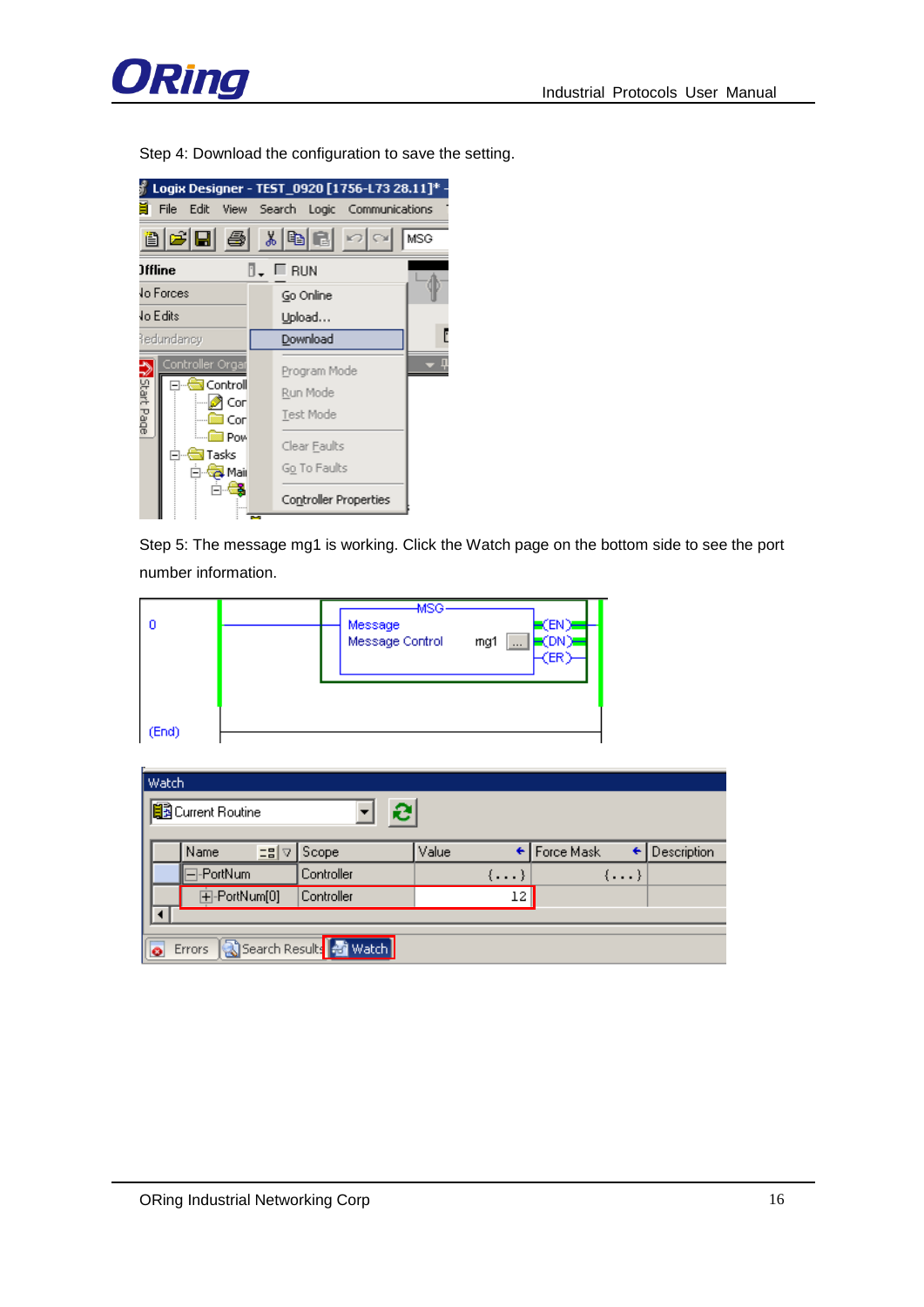Step 4: Download the configuration to save the setting.

Step 5: The message mg1 is working. Click the Watch page on the bottom side to see the port number information.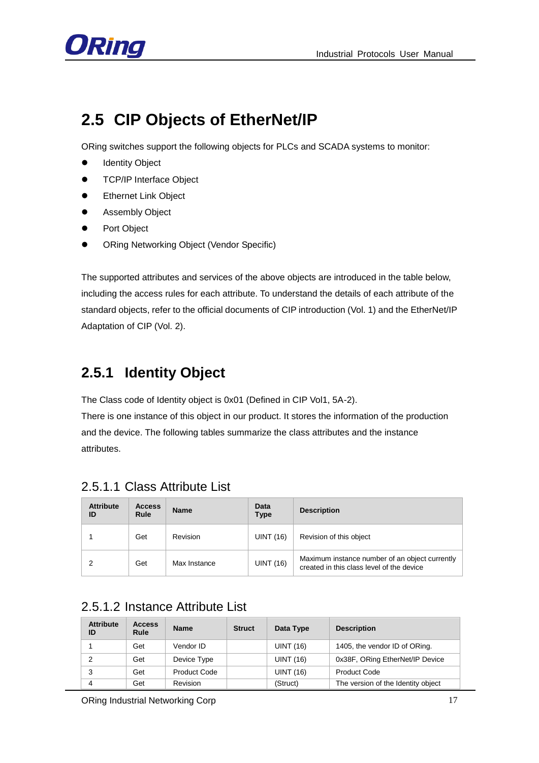## 2.5 CIP Objects of EtherNet/IP

ORing switches support the following objects for PLCs and SCADA systems to monitor:

- Identity Object
- TCP/IP Interface Object
- Ethernet Link Object
- Assembly Object
- Port Object
- ORing Networking Object (Vendor Specific)

The supported attributes and services of the above objects are introduced in the table below, including the access rules for each attribute. To understand the details of each attribute of the standard objects, refer to the official documents of CIP introduction (Vol. 1) and the EtherNet/IP Adaptation of CIP (Vol. 2).

### 2.5.1 Identity Object

The Class code of Identity object is 0x01 (Defined in CIP Vol1, 5A-2).
There is one instance of this object in our product. It stores the information of the production and the device. The following tables summarize the class attributes and the instance attributes.

#### 2.5.1.1 Class Attribute List

| Attribute ID | Access Rule | Name | Data Type | Description |
|---|---|---|---|---|
| 1 | Get | Revision | UINT (16) | Revision of this object |
| 2 | Get | Max Instance | UINT (16) | Maximum instance number of an object currently created in this class level of the device |

#### 2.5.1.2 Instance Attribute List

| Attribute ID | Access Rule | Name | Struct | Data Type | Description |
|---|---|---|---|---|---|
| 1 | Get | Vendor ID | | UINT (16) | 1405, the vendor ID of ORing. |
| 2 | Get | Device Type | | UINT (16) | 0x38F, ORing EtherNet/IP Device |
| 3 | Get | Product Code | | UINT (16) | Product Code |
| 4 | Get | Revision | | (Struct) | The version of the Identity object |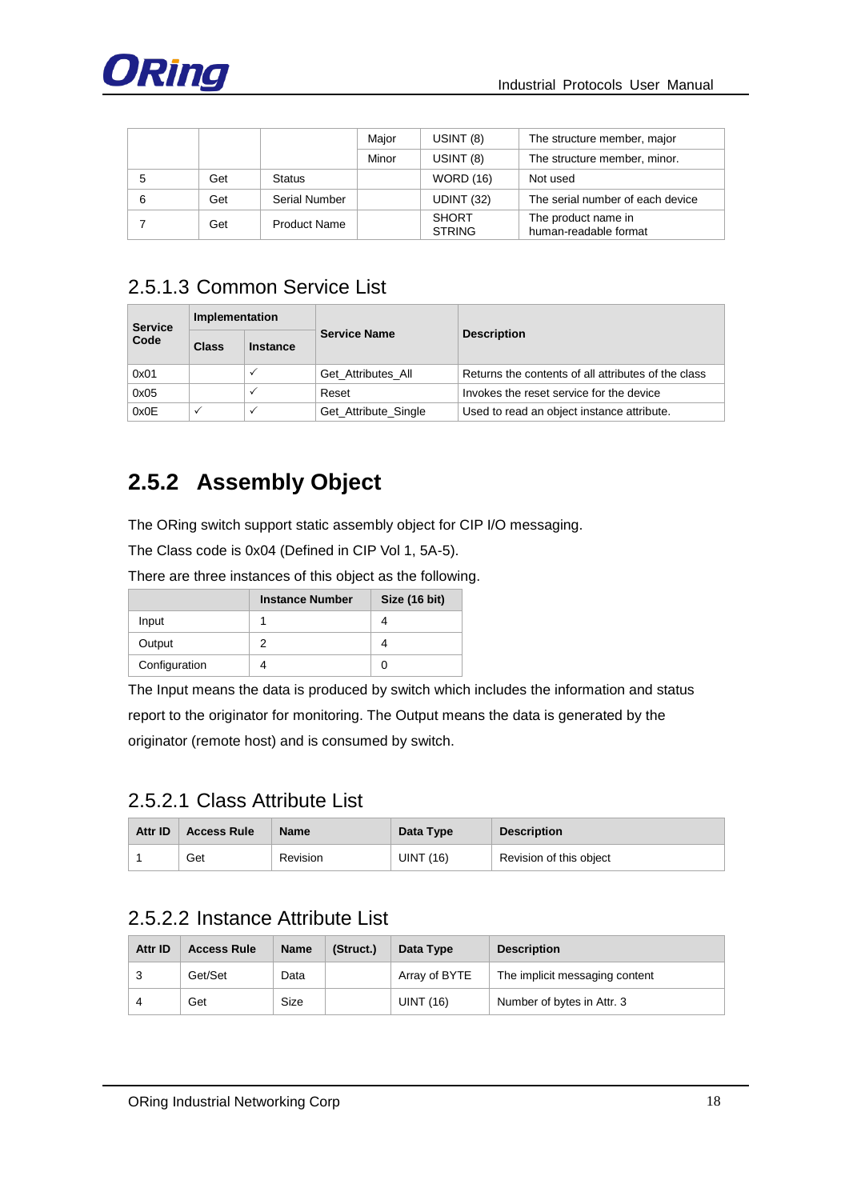| | | | Major | USINT (8) | The structure member, major |
|---|---|---|---|---|---|
| | | | Minor | USINT (8) | The structure member, minor. |
| 5 | Get | Status | | WORD (16) | Not used |
| 6 | Get | Serial Number | | UDINT (32) | The serial number of each device |
| 7 | Get | Product Name | | SHORT STRING | The product name in human-readable format |

### 2.5.1.3 Common Service List

| Service Code | Implementation | | Service Name | Description |
|---|---|---|---|---|
| | Class | Instance | | |
| 0x01 | | ✓ | Get_Attributes_All | Returns the contents of all attributes of the class |
| 0x05 | | ✓ | Reset | Invokes the reset service for the device |
| 0x0E | ✓ | ✓ | Get_Attribute_Single | Used to read an object instance attribute. |

## 2.5.2 Assembly Object

The ORing switch support static assembly object for CIP I/O messaging.

The Class code is 0x04 (Defined in CIP Vol 1, 5A-5).

There are three instances of this object as the following.

| | Instance Number | Size (16 bit) |
|---|---|---|
| Input | 1 | 4 |
| Output | 2 | 4 |
| Configuration | 4 | 0 |

The Input means the data is produced by switch which includes the information and status report to the originator for monitoring. The Output means the data is generated by the originator (remote host) and is consumed by switch.

### 2.5.2.1 Class Attribute List

| Attr ID | Access Rule | Name | Data Type | Description |
|---|---|---|---|---|
| 1 | Get | Revision | UINT (16) | Revision of this object |

### 2.5.2.2 Instance Attribute List

| Attr ID | Access Rule | Name | (Struct.) | Data Type | Description |
|---|---|---|---|---|---|
| 3 | Get/Set | Data | | Array of BYTE | The implicit messaging content |
| 4 | Get | Size | | UINT (16) | Number of bytes in Attr. 3 |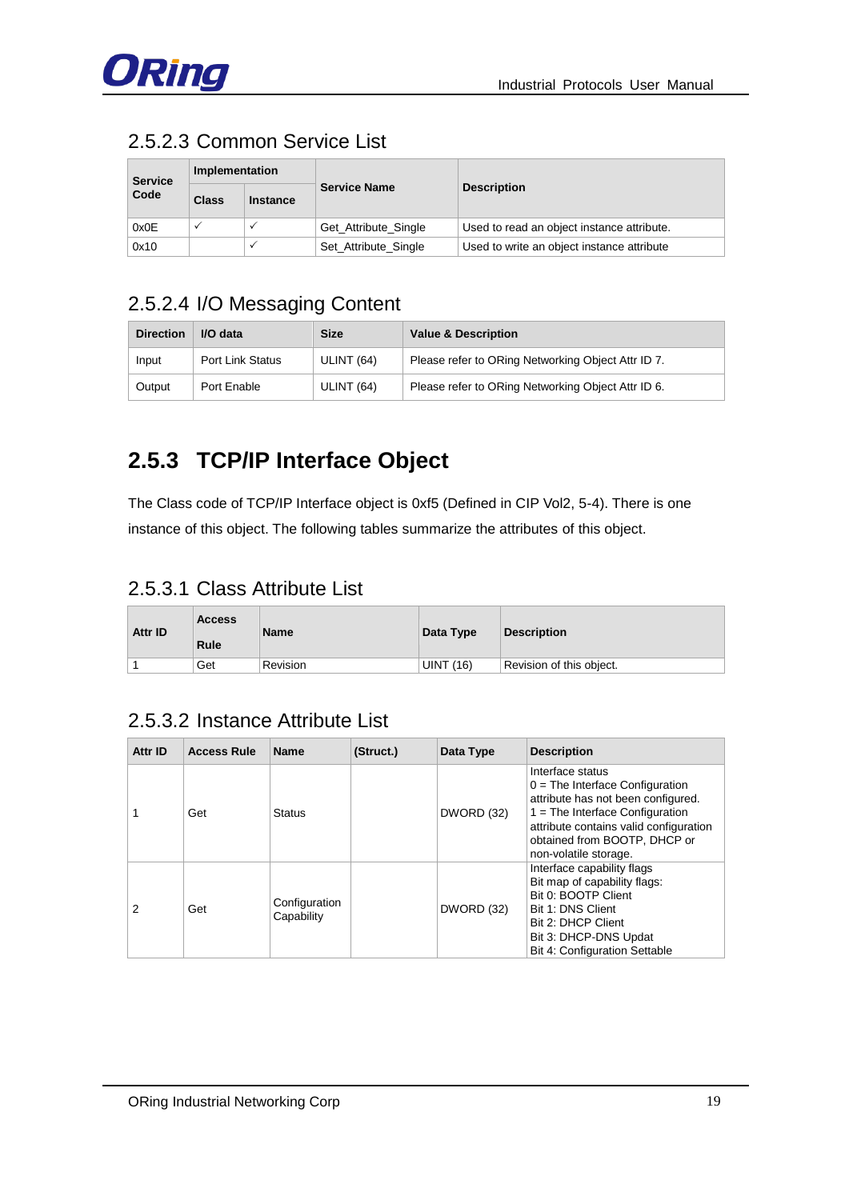### 2.5.2.3 Common Service List

| Service Code | Implementation | | Service Name | Description |
|---|---|---|---|---|
| | Class | Instance | | |
| 0x0E | ✓ | ✓ | Get_Attribute_Single | Used to read an object instance attribute. |
| 0x10 | | ✓ | Set_Attribute_Single | Used to write an object instance attribute |

### 2.5.2.4 I/O Messaging Content

| Direction | I/O data | Size | Value & Description |
|---|---|---|---|
| Input | Port Link Status | ULINT (64) | Please refer to ORing Networking Object Attr ID 7. |
| Output | Port Enable | ULINT (64) | Please refer to ORing Networking Object Attr ID 6. |

## 2.5.3 TCP/IP Interface Object

The Class code of TCP/IP Interface object is 0xf5 (Defined in CIP Vol2, 5-4). There is one instance of this object. The following tables summarize the attributes of this object.

### 2.5.3.1 Class Attribute List

| Attr ID | Access Rule | Name | Data Type | Description |
|---|---|---|---|---|
| 1 | Get | Revision | UINT (16) | Revision of this object. |

### 2.5.3.2 Instance Attribute List

| Attr ID | Access Rule | Name | (Struct.) | Data Type | Description |
|---|---|---|---|---|---|
| 1 | Get | Status | | DWORD (32) | Interface status<br>0 = The Interface Configuration attribute has not been configured.<br>1 = The Interface Configuration attribute contains valid configuration obtained from BOOTP, DHCP or non-volatile storage. |
| 2 | Get | Configuration Capability | | DWORD (32) | Interface capability flags<br>Bit map of capability flags:<br>Bit 0: BOOTP Client<br>Bit 1: DNS Client<br>Bit 2: DHCP Client<br>Bit 3: DHCP-DNS Updat<br>Bit 4: Configuration Settable |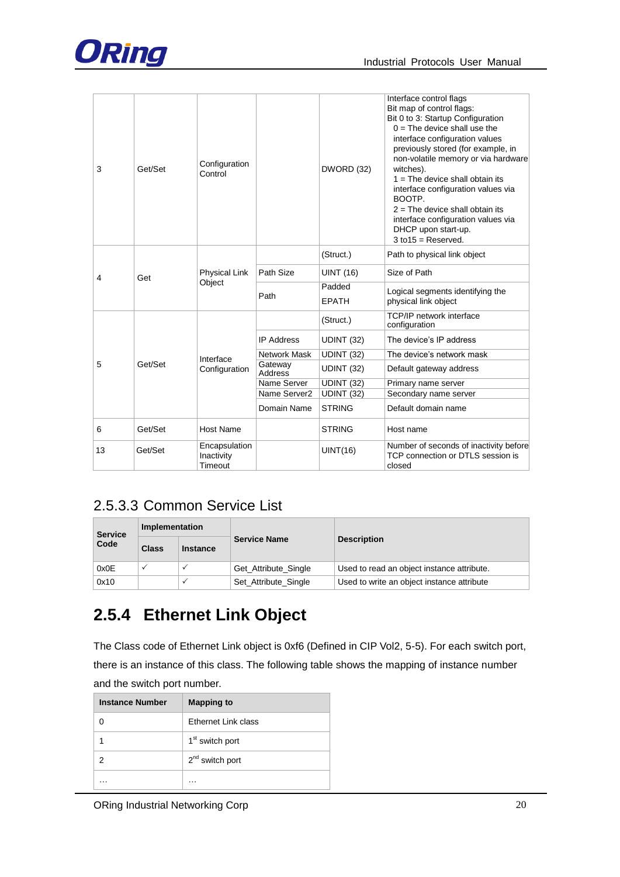| 3 | Get/Set | Configuration Control | | DWORD (32) | Interface control flags<br>Bit map of control flags:<br>Bit 0 to 3: Startup Configuration<br>0 = The device shall use the interface configuration values previously stored (for example, in non-volatile memory or via hardware witches).<br>1 = The device shall obtain its interface configuration values via BOOTP.<br>2 = The device shall obtain its interface configuration values via DHCP upon start-up.<br>3 to15 = Reserved. |
|---|---|---|---|---|---|
| 4 | Get | Physical Link Object | | (Struct.) | Path to physical link object |
| | | | Path Size | UINT (16) | Size of Path |
| | | | Path | Padded EPATH | Logical segments identifying the physical link object |
| 5 | Get/Set | Interface Configuration | | (Struct.) | TCP/IP network interface configuration |
| | | | IP Address | UDINT (32) | The device's IP address |
| | | | Network Mask | UDINT (32) | The device's network mask |
| | | | Gateway Address | UDINT (32) | Default gateway address |
| | | | Name Server | UDINT (32) | Primary name server |
| | | | Name Server2 | UDINT (32) | Secondary name server |
| | | | Domain Name | STRING | Default domain name |
| 6 | Get/Set | Host Name | | STRING | Host name |
| 13 | Get/Set | Encapsulation Inactivity Timeout | | UINT(16) | Number of seconds of inactivity before TCP connection or DTLS session is closed |

### 2.5.3.3 Common Service List

| Service Code | Implementation | | Service Name | Description |
|---|---|---|---|---|
| | Class | Instance | | |
| 0x0E | ✓ | ✓ | Get_Attribute_Single | Used to read an object instance attribute. |
| 0x10 | | ✓ | Set_Attribute_Single | Used to write an object instance attribute |

## 2.5.4 Ethernet Link Object

The Class code of Ethernet Link object is 0xf6 (Defined in CIP Vol2, 5-5). For each switch port, there is an instance of this class. The following table shows the mapping of instance number and the switch port number.

| Instance Number | Mapping to |
|---|---|
| 0 | Ethernet Link class |
| 1 | 1st switch port |
| 2 | 2nd switch port |
| … | … |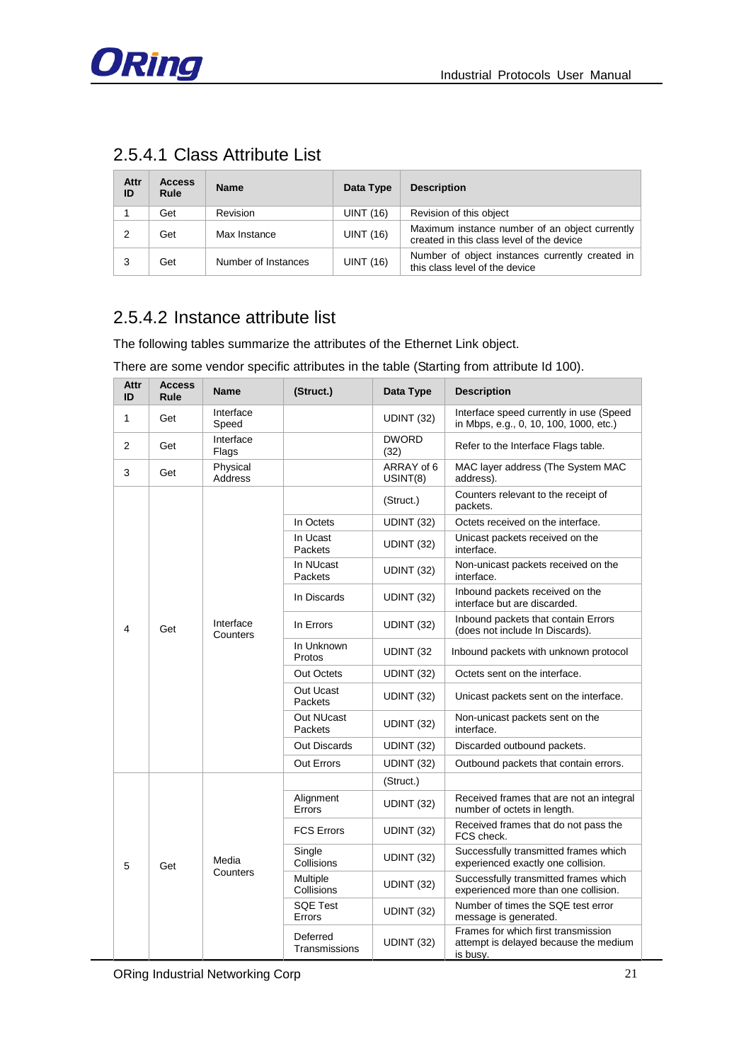### 2.5.4.1 Class Attribute List

| Attr ID | Access Rule | Name | Data Type | Description |
|---|---|---|---|---|
| 1 | Get | Revision | UINT (16) | Revision of this object |
| 2 | Get | Max Instance | UINT (16) | Maximum instance number of an object currently created in this class level of the device |
| 3 | Get | Number of Instances | UINT (16) | Number of object instances currently created in this class level of the device |

### 2.5.4.2 Instance attribute list

The following tables summarize the attributes of the Ethernet Link object.

There are some vendor specific attributes in the table (Starting from attribute Id 100).

| Attr ID | Access Rule | Name | (Struct.) | Data Type | Description |
|---|---|---|---|---|---|
| 1 | Get | Interface Speed | | UDINT (32) | Interface speed currently in use (Speed in Mbps, e.g., 0, 10, 100, 1000, etc.) |
| 2 | Get | Interface Flags | | DWORD (32) | Refer to the Interface Flags table. |
| 3 | Get | Physical Address | | ARRAY of 6 USINT(8) | MAC layer address (The System MAC address). |
| 4 | Get | Interface Counters | | (Struct.) | Counters relevant to the receipt of packets. |
| | | | In Octets | UDINT (32) | Octets received on the interface. |
| | | | In Ucast Packets | UDINT (32) | Unicast packets received on the interface. |
| | | | In NUcast Packets | UDINT (32) | Non-unicast packets received on the interface. |
| | | | In Discards | UDINT (32) | Inbound packets received on the interface but are discarded. |
| | | | In Errors | UDINT (32) | Inbound packets that contain Errors (does not include In Discards). |
| | | | In Unknown Protos | UDINT (32 | Inbound packets with unknown protocol |
| | | | Out Octets | UDINT (32) | Octets sent on the interface. |
| | | | Out Ucast Packets | UDINT (32) | Unicast packets sent on the interface. |
| | | | Out NUcast Packets | UDINT (32) | Non-unicast packets sent on the interface. |
| | | | Out Discards | UDINT (32) | Discarded outbound packets. |
| | | | Out Errors | UDINT (32) | Outbound packets that contain errors. |
| 5 | Get | Media Counters | | (Struct.) | |
| | | | Alignment Errors | UDINT (32) | Received frames that are not an integral number of octets in length. |
| | | | FCS Errors | UDINT (32) | Received frames that do not pass the FCS check. |
| | | | Single Collisions | UDINT (32) | Successfully transmitted frames which experienced exactly one collision. |
| | | | Multiple Collisions | UDINT (32) | Successfully transmitted frames which experienced more than one collision. |
| | | | SQE Test Errors | UDINT (32) | Number of times the SQE test error message is generated. |
| | | | Deferred Transmissions | UDINT (32) | Frames for which first transmission attempt is delayed because the medium is busy. |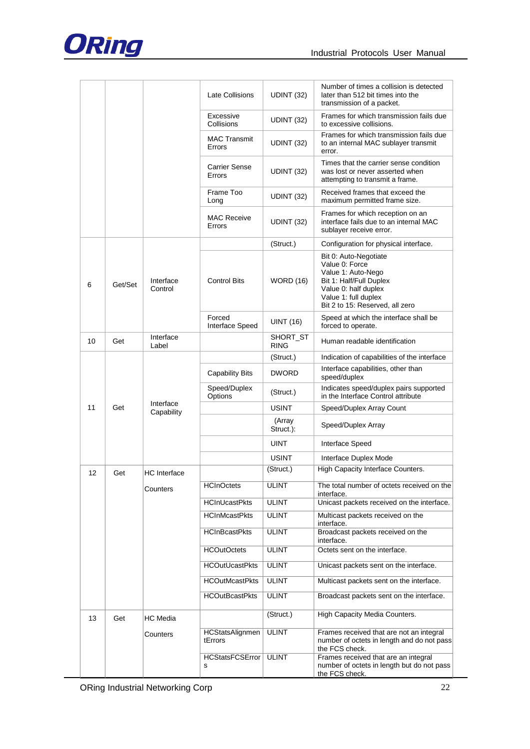| | | | Late Collisions | UDINT (32) | Number of times a collision is detected later than 512 bit times into the transmission of a packet. |
|---|---|---|---|---|---|
| | | | Excessive Collisions | UDINT (32) | Frames for which transmission fails due to excessive collisions. |
| | | | MAC Transmit Errors | UDINT (32) | Frames for which transmission fails due to an internal MAC sublayer transmit error. |
| | | | Carrier Sense Errors | UDINT (32) | Times that the carrier sense condition was lost or never asserted when attempting to transmit a frame. |
| | | | Frame Too Long | UDINT (32) | Received frames that exceed the maximum permitted frame size. |
| | | | MAC Receive Errors | UDINT (32) | Frames for which reception on an interface fails due to an internal MAC sublayer receive error. |
| 6 | Get/Set | Interface Control | | (Struct.) | Configuration for physical interface. |
| | | | Control Bits | WORD (16) | Bit 0: Auto-Negotiate<br>Value 0: Force<br>Value 1: Auto-Nego<br>Bit 1: Half/Full Duplex<br>Value 0: half duplex<br>Value 1: full duplex<br>Bit 2 to 15: Reserved, all zero |
| | | | Forced Interface Speed | UINT (16) | Speed at which the interface shall be forced to operate. |
| 10 | Get | Interface Label | | SHORT_STRING | Human readable identification |
| 11 | Get | Interface Capability | | (Struct.) | Indication of capabilities of the interface |
| | | | Capability Bits | DWORD | Interface capabilities, other than speed/duplex |
| | | | Speed/Duplex Options | (Struct.) | Indicates speed/duplex pairs supported in the Interface Control attribute |
| | | | | USINT | Speed/Duplex Array Count |
| | | | | (Array Struct.): | Speed/Duplex Array |
| | | | | UINT | Interface Speed |
| | | | | USINT | Interface Duplex Mode |
| 12 | Get | HC Interface Counters | | (Struct.) | High Capacity Interface Counters. |
| | | | HCInOctets | ULINT | The total number of octets received on the interface. |
| | | | HCInUcastPkts | ULINT | Unicast packets received on the interface. |
| | | | HCInMcastPkts | ULINT | Multicast packets received on the interface. |
| | | | HCInBcastPkts | ULINT | Broadcast packets received on the interface. |
| | | | HCOutOctets | ULINT | Octets sent on the interface. |
| | | | HCOutUcastPkts | ULINT | Unicast packets sent on the interface. |
| | | | HCOutMcastPkts | ULINT | Multicast packets sent on the interface. |
| | | | HCOutBcastPkts | ULINT | Broadcast packets sent on the interface. |
| 13 | Get | HC Media Counters | | (Struct.) | High Capacity Media Counters. |
| | | | HCStatsAlignmentErrors | ULINT | Frames received that are not an integral number of octets in length and do not pass the FCS check. |
| | | | HCStatsFCSErrors | ULINT | Frames received that are an integral number of octets in length but do not pass the FCS check. |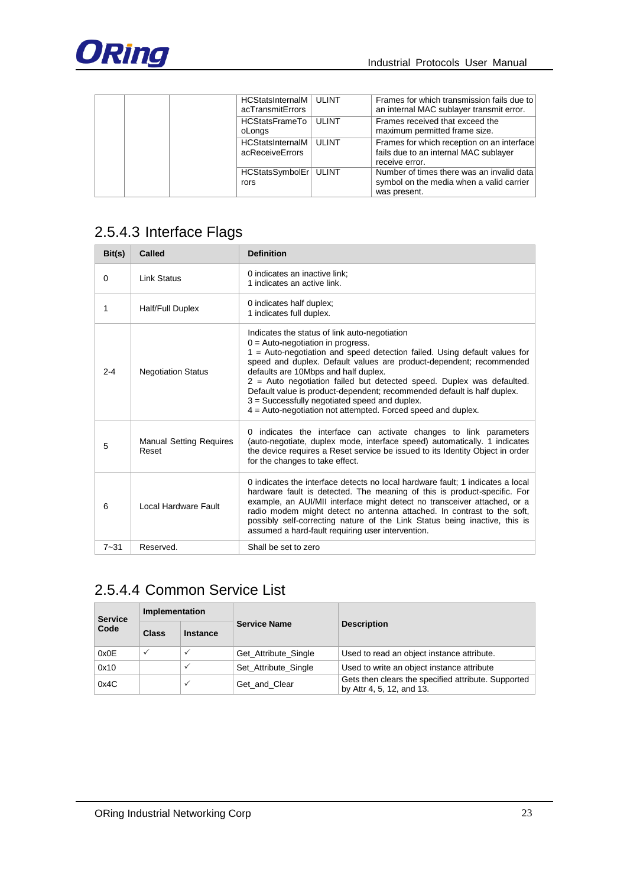| | | | Attribute Name | Type | Description |
|---|---|---|---|---|---|
| | | | HCStatsInternalMacTransmitErrors | ULINT | Frames for which transmission fails due to an internal MAC sublayer transmit error. |
| | | | HCStatsFrameTooLongs | ULINT | Frames received that exceed the maximum permitted frame size. |
| | | | HCStatsInternalMacReceiveErrors | ULINT | Frames for which reception on an interface fails due to an internal MAC sublayer receive error. |
| | | | HCStatsSymbolErrors | ULINT | Number of times there was an invalid data symbol on the media when a valid carrier was present. |

## 2.5.4.3 Interface Flags

| Bit(s) | Called | Definition |
|---|---|---|
| 0 | Link Status | 0 indicates an inactive link;<br>1 indicates an active link. |
| 1 | Half/Full Duplex | 0 indicates half duplex;<br>1 indicates full duplex. |
| 2-4 | Negotiation Status | Indicates the status of link auto-negotiation<br>0 = Auto-negotiation in progress.<br>1 = Auto-negotiation and speed detection failed. Using default values for speed and duplex. Default values are product-dependent; recommended defaults are 10Mbps and half duplex.<br>2 = Auto negotiation failed but detected speed. Duplex was defaulted. Default value is product-dependent; recommended default is half duplex.<br>3 = Successfully negotiated speed and duplex.<br>4 = Auto-negotiation not attempted. Forced speed and duplex. |
| 5 | Manual Setting Requires Reset | 0 indicates the interface can activate changes to link parameters (auto-negotiate, duplex mode, interface speed) automatically. 1 indicates the device requires a Reset service be issued to its Identity Object in order for the changes to take effect. |
| 6 | Local Hardware Fault | 0 indicates the interface detects no local hardware fault; 1 indicates a local hardware fault is detected. The meaning of this is product-specific. For example, an AUI/MII interface might detect no transceiver attached, or a radio modem might detect no antenna attached. In contrast to the soft, possibly self-correcting nature of the Link Status being inactive, this is assumed a hard-fault requiring user intervention. |
| 7~31 | Reserved. | Shall be set to zero |

## 2.5.4.4 Common Service List

| Service Code | Implementation | | Service Name | Description |
|---|---|---|---|---|
| | Class | Instance | | |
| 0x0E | ✓ | ✓ | Get_Attribute_Single | Used to read an object instance attribute. |
| 0x10 | | ✓ | Set_Attribute_Single | Used to write an object instance attribute |
| 0x4C | | ✓ | Get_and_Clear | Gets then clears the specified attribute. Supported by Attr 4, 5, 12, and 13. |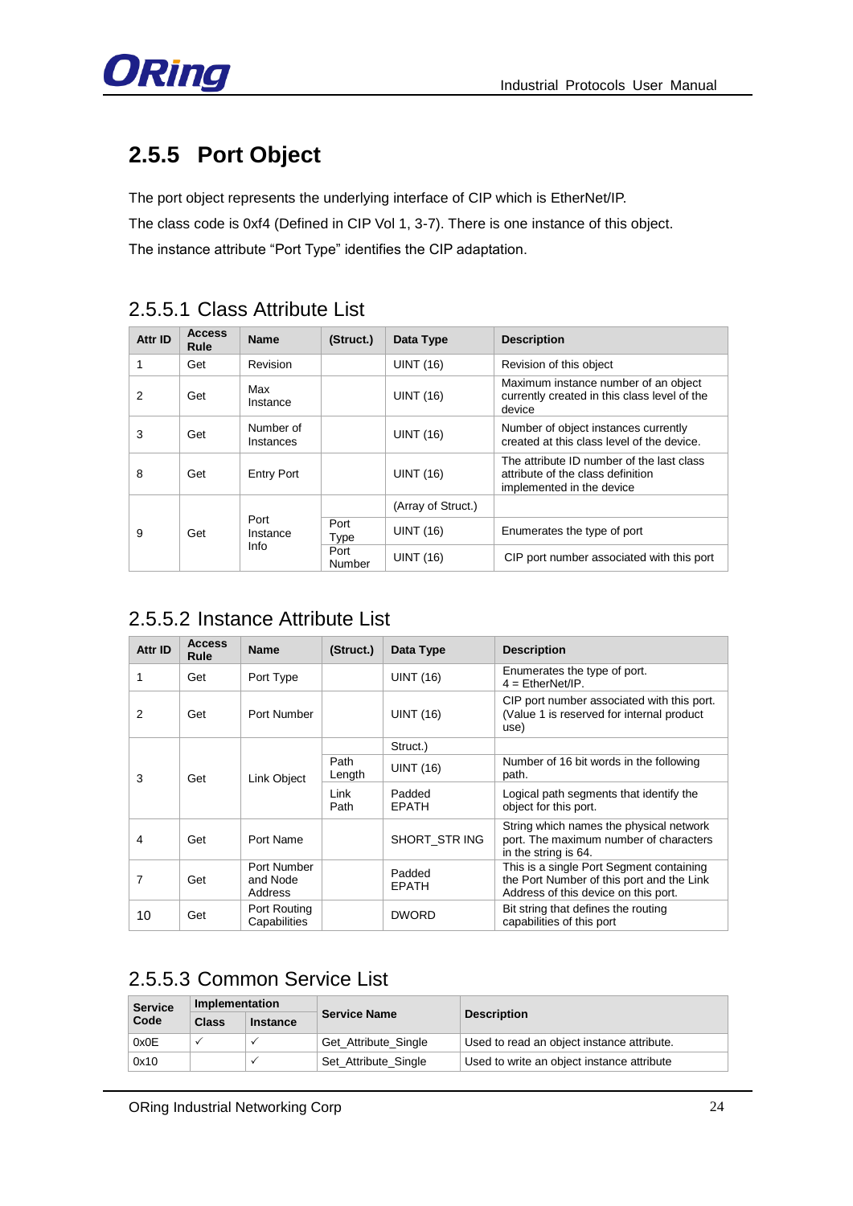## 2.5.5 Port Object

The port object represents the underlying interface of CIP which is EtherNet/IP.

The class code is 0xf4 (Defined in CIP Vol 1, 3-7). There is one instance of this object.

The instance attribute "Port Type" identifies the CIP adaptation.

### 2.5.5.1 Class Attribute List

| Attr ID | Access Rule | Name | (Struct.) | Data Type | Description |
|---|---|---|---|---|---|
| 1 | Get | Revision | | UINT (16) | Revision of this object |
| 2 | Get | Max Instance | | UINT (16) | Maximum instance number of an object currently created in this class level of the device |
| 3 | Get | Number of Instances | | UINT (16) | Number of object instances currently created at this class level of the device. |
| 8 | Get | Entry Port | | UINT (16) | The attribute ID number of the last class attribute of the class definition implemented in the device |
| 9 | Get | Port Instance Info | | (Array of Struct.) | |
| | | | Port Type | UINT (16) | Enumerates the type of port |
| | | | Port Number | UINT (16) | CIP port number associated with this port |

### 2.5.5.2 Instance Attribute List

| Attr ID | Access Rule | Name | (Struct.) | Data Type | Description |
|---|---|---|---|---|---|
| 1 | Get | Port Type | | UINT (16) | Enumerates the type of port. 4 = EtherNet/IP. |
| 2 | Get | Port Number | | UINT (16) | CIP port number associated with this port. (Value 1 is reserved for internal product use) |
| 3 | Get | Link Object | | Struct.) | |
| | | | Path Length | UINT (16) | Number of 16 bit words in the following path. |
| | | | Link Path | Padded EPATH | Logical path segments that identify the object for this port. |
| 4 | Get | Port Name | | SHORT_STR ING | String which names the physical network port. The maximum number of characters in the string is 64. |
| 7 | Get | Port Number and Node Address | | Padded EPATH | This is a single Port Segment containing the Port Number of this port and the Link Address of this device on this port. |
| 10 | Get | Port Routing Capabilities | | DWORD | Bit string that defines the routing capabilities of this port |

### 2.5.5.3 Common Service List

| Service Code | Implementation | | Service Name | Description |
|---|---|---|---|---|
| | Class | Instance | | |
| 0x0E | ✓ | ✓ | Get_Attribute_Single | Used to read an object instance attribute. |
| 0x10 | | ✓ | Set_Attribute_Single | Used to write an object instance attribute |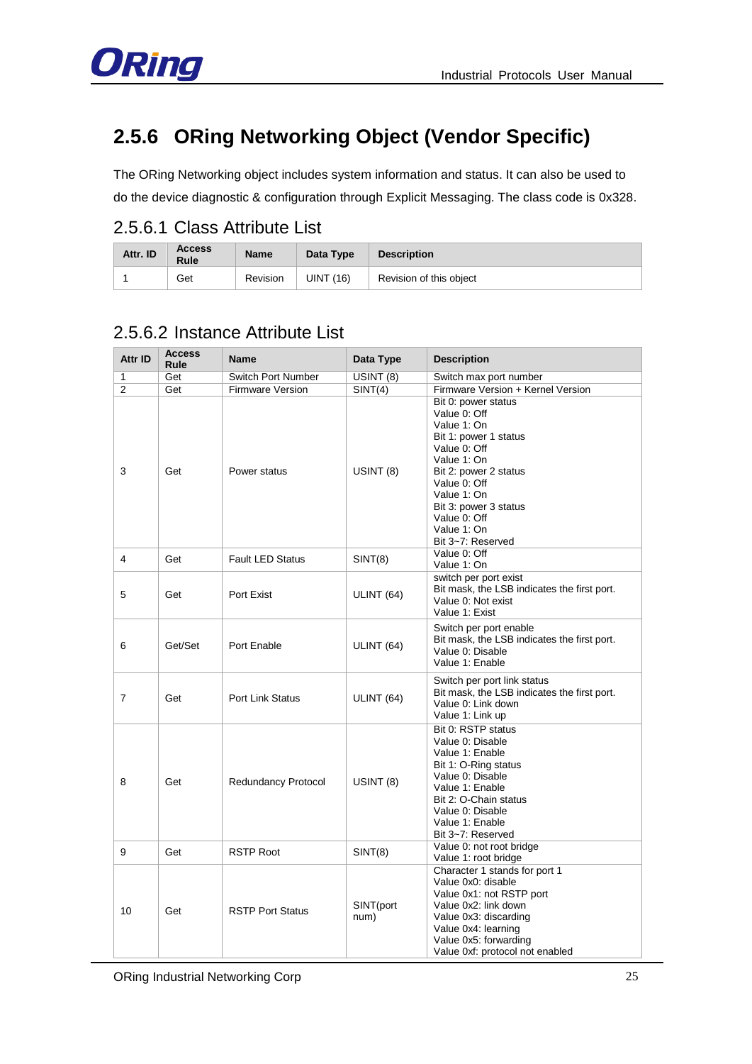## 2.5.6 ORing Networking Object (Vendor Specific)

The ORing Networking object includes system information and status. It can also be used to do the device diagnostic & configuration through Explicit Messaging. The class code is 0x328.

### 2.5.6.1 Class Attribute List

| Attr. ID | Access Rule | Name | Data Type | Description |
|---|---|---|---|---|
| 1 | Get | Revision | UINT (16) | Revision of this object |

### 2.5.6.2 Instance Attribute List

| Attr ID | Access Rule | Name | Data Type | Description |
|---|---|---|---|---|
| 1 | Get | Switch Port Number | USINT (8) | Switch max port number |
| 2 | Get | Firmware Version | SINT(4) | Firmware Version + Kernel Version |
| 3 | Get | Power status | USINT (8) | Bit 0: power status<br>Value 0: Off<br>Value 1: On<br>Bit 1: power 1 status<br>Value 0: Off<br>Value 1: On<br>Bit 2: power 2 status<br>Value 0: Off<br>Value 1: On<br>Bit 3: power 3 status<br>Value 0: Off<br>Value 1: On<br>Bit 3~7: Reserved |
| 4 | Get | Fault LED Status | SINT(8) | Value 0: Off<br>Value 1: On |
| 5 | Get | Port Exist | ULINT (64) | switch per port exist<br>Bit mask, the LSB indicates the first port.<br>Value 0: Not exist<br>Value 1: Exist |
| 6 | Get/Set | Port Enable | ULINT (64) | Switch per port enable<br>Bit mask, the LSB indicates the first port.<br>Value 0: Disable<br>Value 1: Enable |
| 7 | Get | Port Link Status | ULINT (64) | Switch per port link status<br>Bit mask, the LSB indicates the first port.<br>Value 0: Link down<br>Value 1: Link up |
| 8 | Get | Redundancy Protocol | USINT (8) | Bit 0: RSTP status<br>Value 0: Disable<br>Value 1: Enable<br>Bit 1: O-Ring status<br>Value 0: Disable<br>Value 1: Enable<br>Bit 2: O-Chain status<br>Value 0: Disable<br>Value 1: Enable<br>Bit 3~7: Reserved |
| 9 | Get | RSTP Root | SINT(8) | Value 0: not root bridge<br>Value 1: root bridge |
| 10 | Get | RSTP Port Status | SINT(port num) | Character 1 stands for port 1<br>Value 0x0: disable<br>Value 0x1: not RSTP port<br>Value 0x2: link down<br>Value 0x3: discarding<br>Value 0x4: learning<br>Value 0x5: forwarding<br>Value 0xf: protocol not enabled |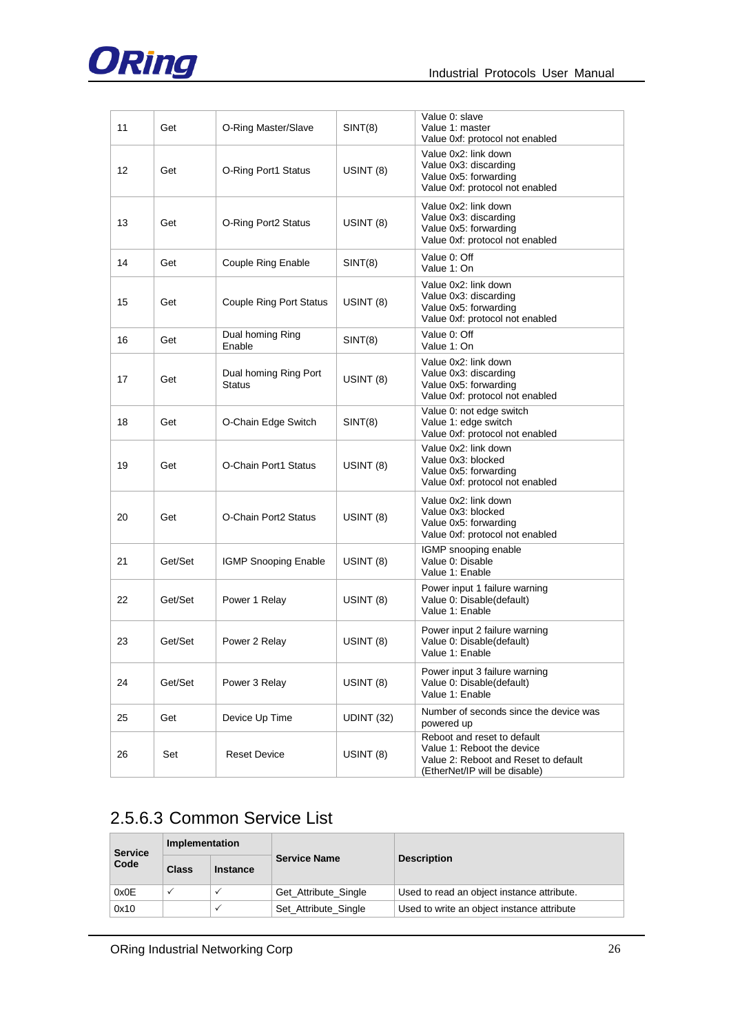| | | | | |
|---|---|---|---|---|
| 11 | Get | O-Ring Master/Slave | SINT(8) | Value 0: slave<br>Value 1: master<br>Value 0xf: protocol not enabled |
| 12 | Get | O-Ring Port1 Status | USINT (8) | Value 0x2: link down<br>Value 0x3: discarding<br>Value 0x5: forwarding<br>Value 0xf: protocol not enabled |
| 13 | Get | O-Ring Port2 Status | USINT (8) | Value 0x2: link down<br>Value 0x3: discarding<br>Value 0x5: forwarding<br>Value 0xf: protocol not enabled |
| 14 | Get | Couple Ring Enable | SINT(8) | Value 0: Off<br>Value 1: On |
| 15 | Get | Couple Ring Port Status | USINT (8) | Value 0x2: link down<br>Value 0x3: discarding<br>Value 0x5: forwarding<br>Value 0xf: protocol not enabled |
| 16 | Get | Dual homing Ring Enable | SINT(8) | Value 0: Off<br>Value 1: On |
| 17 | Get | Dual homing Ring Port Status | USINT (8) | Value 0x2: link down<br>Value 0x3: discarding<br>Value 0x5: forwarding<br>Value 0xf: protocol not enabled |
| 18 | Get | O-Chain Edge Switch | SINT(8) | Value 0: not edge switch<br>Value 1: edge switch<br>Value 0xf: protocol not enabled |
| 19 | Get | O-Chain Port1 Status | USINT (8) | Value 0x2: link down<br>Value 0x3: blocked<br>Value 0x5: forwarding<br>Value 0xf: protocol not enabled |
| 20 | Get | O-Chain Port2 Status | USINT (8) | Value 0x2: link down<br>Value 0x3: blocked<br>Value 0x5: forwarding<br>Value 0xf: protocol not enabled |
| 21 | Get/Set | IGMP Snooping Enable | USINT (8) | IGMP snooping enable<br>Value 0: Disable<br>Value 1: Enable |
| 22 | Get/Set | Power 1 Relay | USINT (8) | Power input 1 failure warning<br>Value 0: Disable(default)<br>Value 1: Enable |
| 23 | Get/Set | Power 2 Relay | USINT (8) | Power input 2 failure warning<br>Value 0: Disable(default)<br>Value 1: Enable |
| 24 | Get/Set | Power 3 Relay | USINT (8) | Power input 3 failure warning<br>Value 0: Disable(default)<br>Value 1: Enable |
| 25 | Get | Device Up Time | UDINT (32) | Number of seconds since the device was powered up |
| 26 | Set | Reset Device | USINT (8) | Reboot and reset to default<br>Value 1: Reboot the device<br>Value 2: Reboot and Reset to default<br>(EtherNet/IP will be disable) |

## 2.5.6.3 Common Service List

| Service Code | Implementation | | Service Name | Description |
|---|---|---|---|---|
| | Class | Instance | | |
| 0x0E | ✓ | ✓ | Get_Attribute_Single | Used to read an object instance attribute. |
| 0x10 | | ✓ | Set_Attribute_Single | Used to write an object instance attribute |